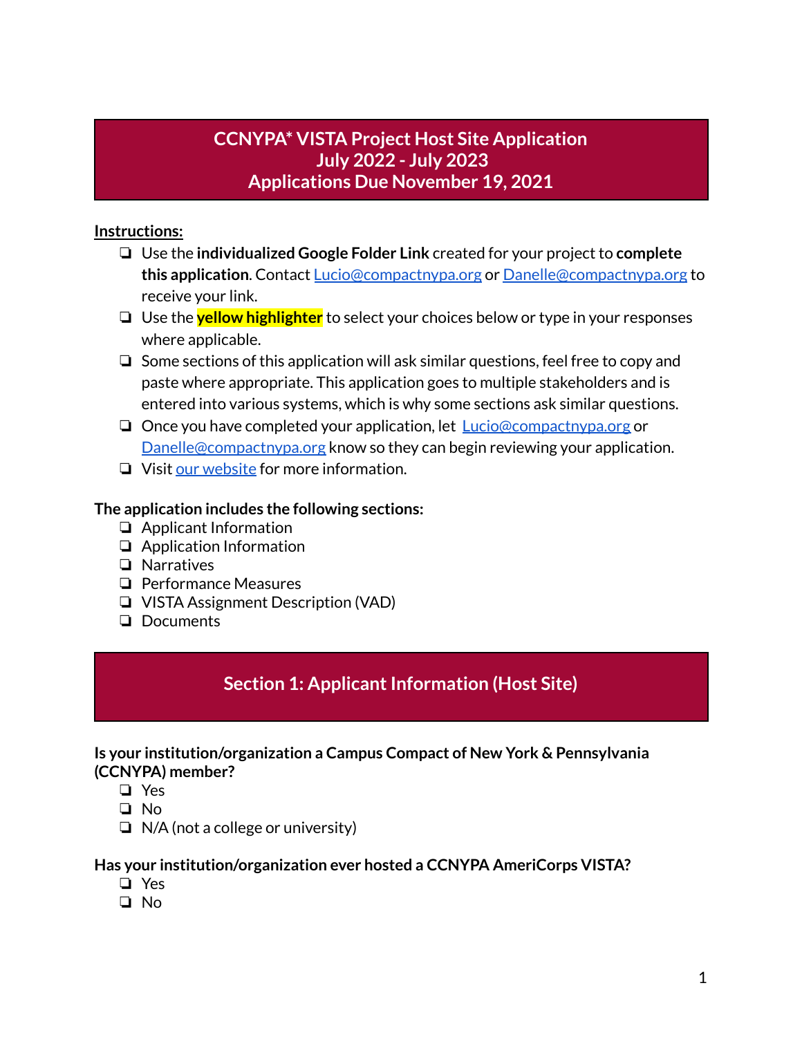# CCNYPA* VISTA Project Host Site Application
# July 2022 - July 2023
# Applications Due November 19, 2021

**Instructions:**

- ❏ Use the **individualized Google Folder Link** created for your project to **complete this application**. Contact Lucio@compactnypa.org or Danelle@compactnypa.org to receive your link.
- ❏ Use the **yellow highlighter** to select your choices below or type in your responses where applicable.
- ❏ Some sections of this application will ask similar questions, feel free to copy and paste where appropriate. This application goes to multiple stakeholders and is entered into various systems, which is why some sections ask similar questions.
- ❏ Once you have completed your application, let Lucio@compactnypa.org or Danelle@compactnypa.org know so they can begin reviewing your application.
- ❏ Visit our website for more information.

**The application includes the following sections:**

- ❏ Applicant Information
- ❏ Application Information
- ❏ Narratives
- ❏ Performance Measures
- ❏ VISTA Assignment Description (VAD)
- ❏ Documents

## Section 1: Applicant Information (Host Site)

**Is your institution/organization a Campus Compact of New York & Pennsylvania (CCNYPA) member?**

- ❏ Yes
- ❏ No
- ❏ N/A (not a college or university)

**Has your institution/organization ever hosted a CCNYPA AmeriCorps VISTA?**

- ❏ Yes
- ❏ No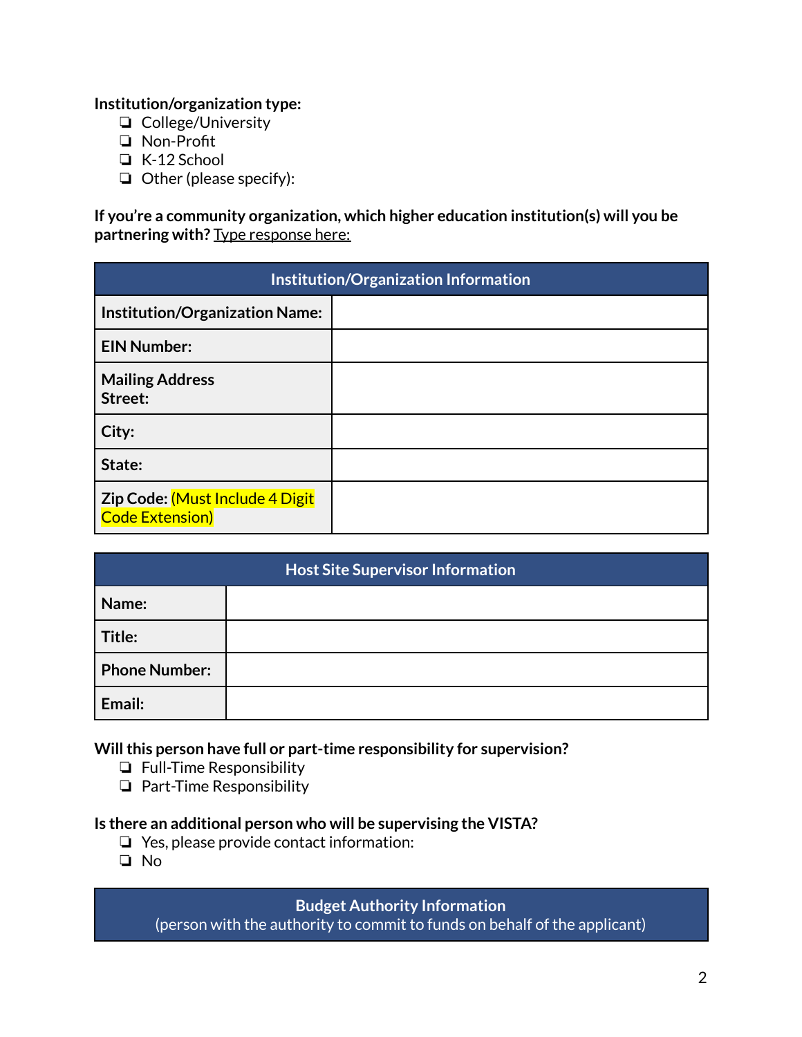**Institution/organization type:**

- ❏ College/University
- ❏ Non-Profit
- ❏ K-12 School
- ❏ Other (please specify):

**If you're a community organization, which higher education institution(s) will you be partnering with?** Type response here:

| Institution/Organization Information | |
|---|---|
| **Institution/Organization Name:** | |
| **EIN Number:** | |
| **Mailing Address Street:** | |
| **City:** | |
| **State:** | |
| **Zip Code:** (Must Include 4 Digit Code Extension) | |

| Host Site Supervisor Information | |
|---|---|
| **Name:** | |
| **Title:** | |
| **Phone Number:** | |
| **Email:** | |

**Will this person have full or part-time responsibility for supervision?**

- ❏ Full-Time Responsibility
- ❏ Part-Time Responsibility

**Is there an additional person who will be supervising the VISTA?**

- ❏ Yes, please provide contact information:
- ❏ No

| Budget Authority Information (person with the authority to commit to funds on behalf of the applicant) |
|---|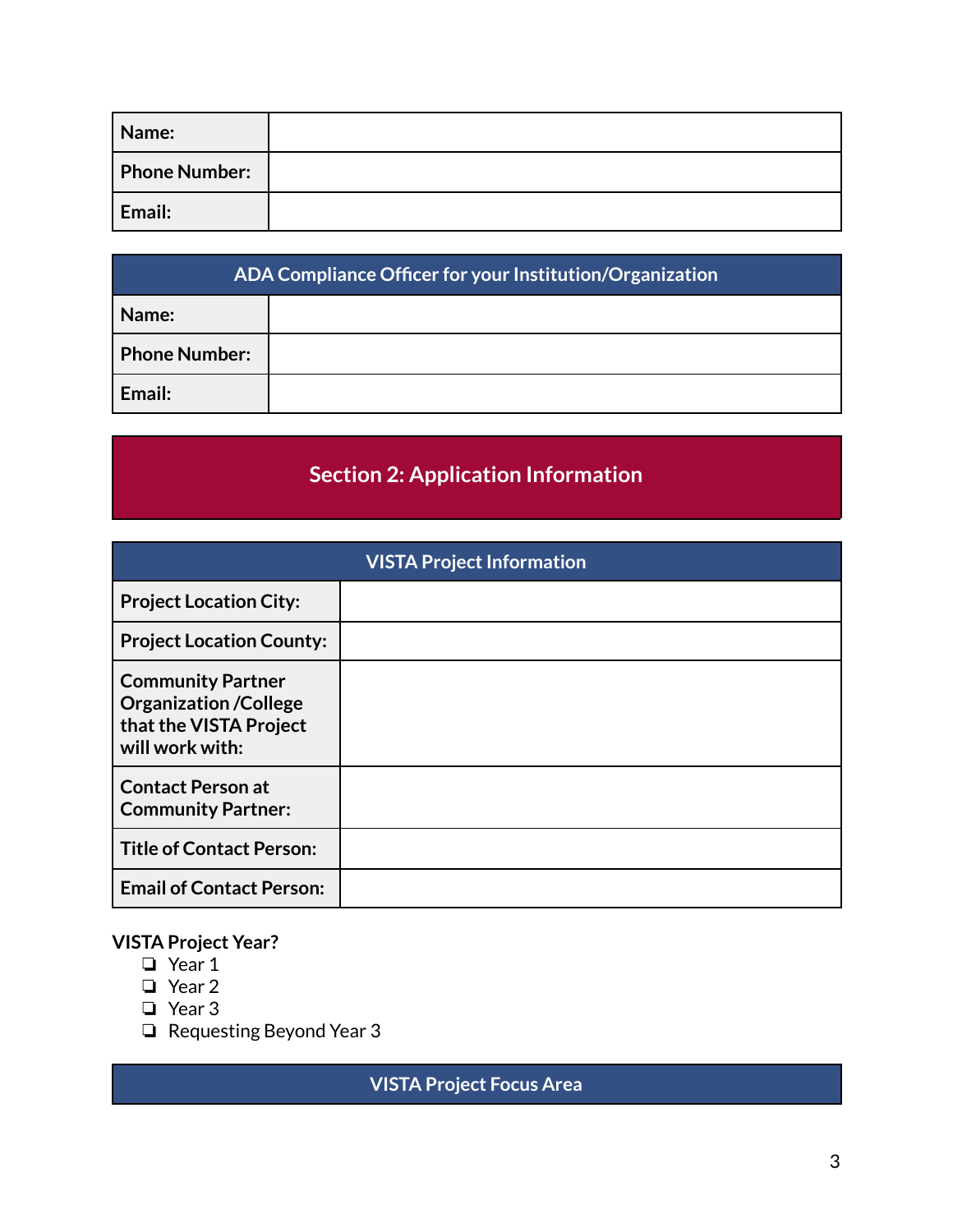| Name: | |
|---|---|
| Phone Number: | |
| Email: | |

| ADA Compliance Officer for your Institution/Organization | |
|---|---|
| Name: | |
| Phone Number: | |
| Email: | |

## Section 2: Application Information

| VISTA Project Information | |
|---|---|
| Project Location City: | |
| Project Location County: | |
| Community Partner Organization /College that the VISTA Project will work with: | |
| Contact Person at Community Partner: | |
| Title of Contact Person: | |
| Email of Contact Person: | |

**VISTA Project Year?**

- ❏ Year 1
- ❏ Year 2
- ❏ Year 3
- ❏ Requesting Beyond Year 3

| VISTA Project Focus Area |
|---|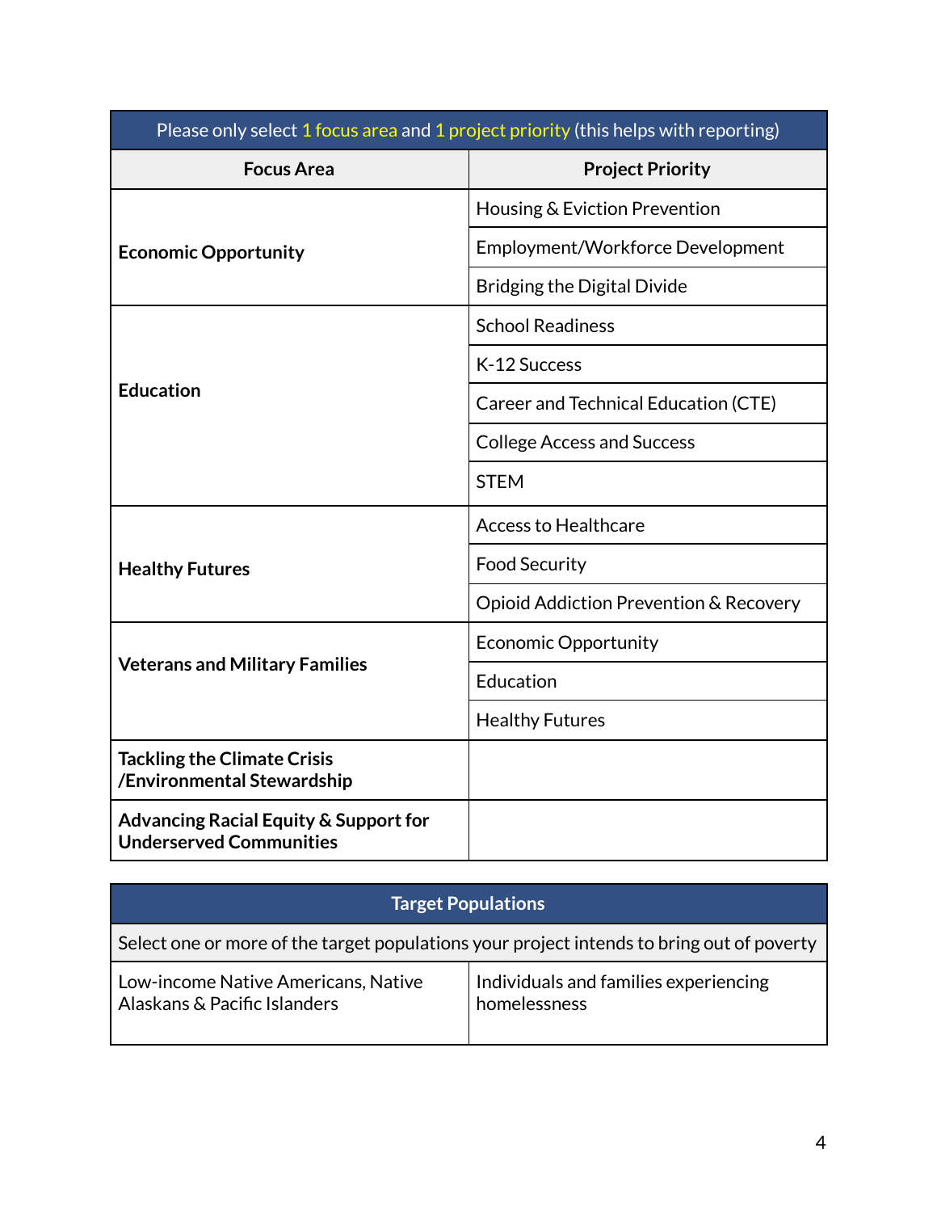| Please only select 1 focus area and 1 project priority (this helps with reporting) | |
|---|---|
| **Focus Area** | **Project Priority** |
| **Economic Opportunity** | Housing & Eviction Prevention |
| | Employment/Workforce Development |
| | Bridging the Digital Divide |
| **Education** | School Readiness |
| | K-12 Success |
| | Career and Technical Education (CTE) |
| | College Access and Success |
| | STEM |
| **Healthy Futures** | Access to Healthcare |
| | Food Security |
| | Opioid Addiction Prevention & Recovery |
| **Veterans and Military Families** | Economic Opportunity |
| | Education |
| | Healthy Futures |
| **Tackling the Climate Crisis /Environmental Stewardship** | |
| **Advancing Racial Equity & Support for Underserved Communities** | |

| Target Populations | |
|---|---|
| Select one or more of the target populations your project intends to bring out of poverty | |
| Low-income Native Americans, Native Alaskans & Pacific Islanders | Individuals and families experiencing homelessness |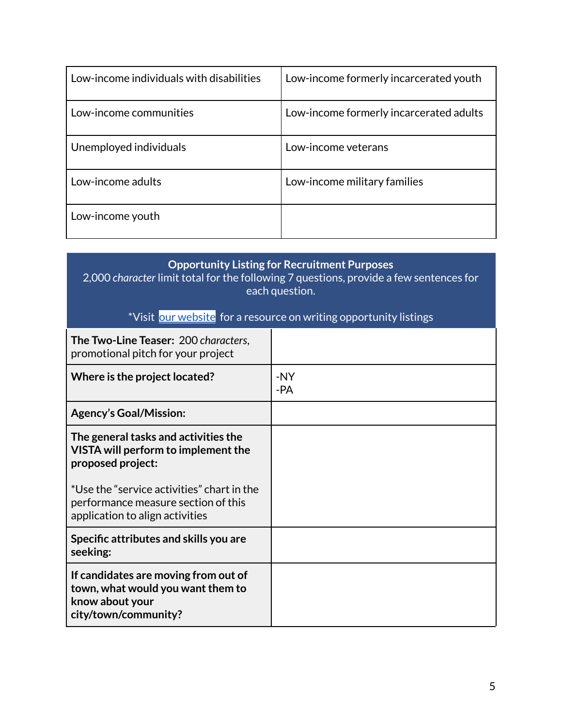| Low-income individuals with disabilities | Low-income formerly incarcerated youth |
|---|---|
| Low-income communities | Low-income formerly incarcerated adults |
| Unemployed individuals | Low-income veterans |
| Low-income adults | Low-income military families |
| Low-income youth | |

| **Opportunity Listing for Recruitment Purposes**<br>2,000 *character* limit total for the following 7 questions, provide a few sentences for each question.<br><br>*Visit [our website](our website) for a resource on writing opportunity listings | |
|---|---|
| **The Two-Line Teaser:** 200 *characters*, promotional pitch for your project | |
| **Where is the project located?** | -NY<br>-PA |
| **Agency's Goal/Mission:** | |
| **The general tasks and activities the VISTA will perform to implement the proposed project:**<br><br>*Use the "service activities" chart in the performance measure section of this application to align activities | |
| **Specific attributes and skills you are seeking:** | |
| **If candidates are moving from out of town, what would you want them to know about your city/town/community?** | |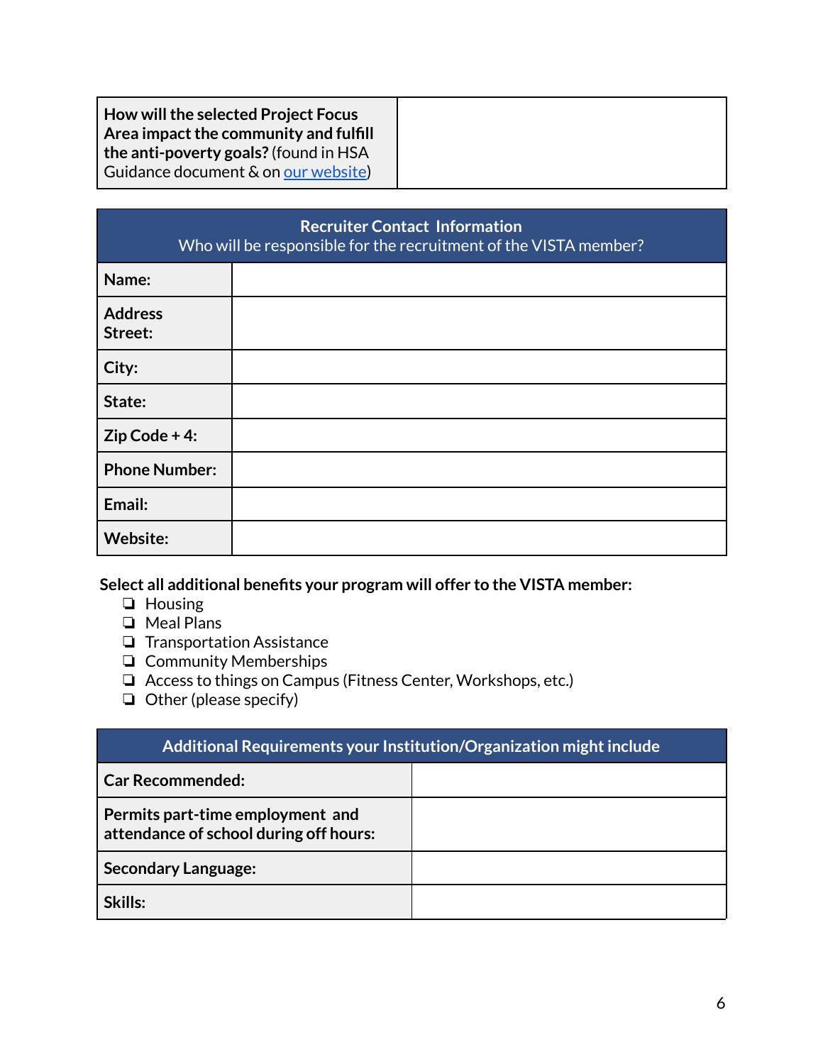| **How will the selected Project Focus Area impact the community and fulfill the anti-poverty goals?** (found in HSA Guidance document & on our website) | |
|---|---|

| **Recruiter Contact Information**<br>Who will be responsible for the recruitment of the VISTA member? | |
|---|---|
| **Name:** | |
| **Address Street:** | |
| **City:** | |
| **State:** | |
| **Zip Code + 4:** | |
| **Phone Number:** | |
| **Email:** | |
| **Website:** | |

**Select all additional benefits your program will offer to the VISTA member:**

- ❑ Housing
- ❑ Meal Plans
- ❑ Transportation Assistance
- ❑ Community Memberships
- ❑ Access to things on Campus (Fitness Center, Workshops, etc.)
- ❑ Other (please specify)

| **Additional Requirements your Institution/Organization might include** | |
|---|---|
| **Car Recommended:** | |
| **Permits part-time employment and attendance of school during off hours:** | |
| **Secondary Language:** | |
| **Skills:** | |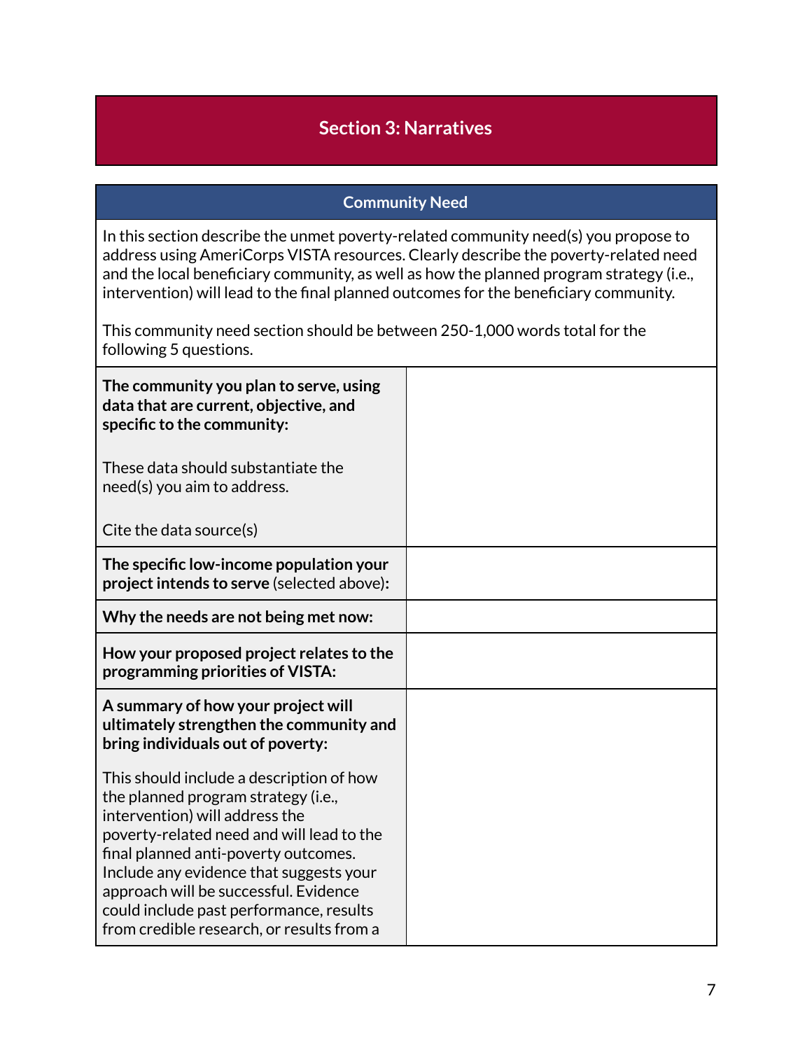## Section 3: Narratives

### Community Need

In this section describe the unmet poverty-related community need(s) you propose to address using AmeriCorps VISTA resources. Clearly describe the poverty-related need and the local beneficiary community, as well as how the planned program strategy (i.e., intervention) will lead to the final planned outcomes for the beneficiary community.

This community need section should be between 250-1,000 words total for the following 5 questions.

| | |
|---|---|
| **The community you plan to serve, using data that are current, objective, and specific to the community:**<br><br>These data should substantiate the need(s) you aim to address.<br><br>Cite the data source(s) | |
| **The specific low-income population your project intends to serve** (selected above)**:** | |
| **Why the needs are not being met now:** | |
| **How your proposed project relates to the programming priorities of VISTA:** | |
| **A summary of how your project will ultimately strengthen the community and bring individuals out of poverty:**<br><br>This should include a description of how the planned program strategy (i.e., intervention) will address the poverty-related need and will lead to the final planned anti-poverty outcomes. Include any evidence that suggests your approach will be successful. Evidence could include past performance, results from credible research, or results from a | |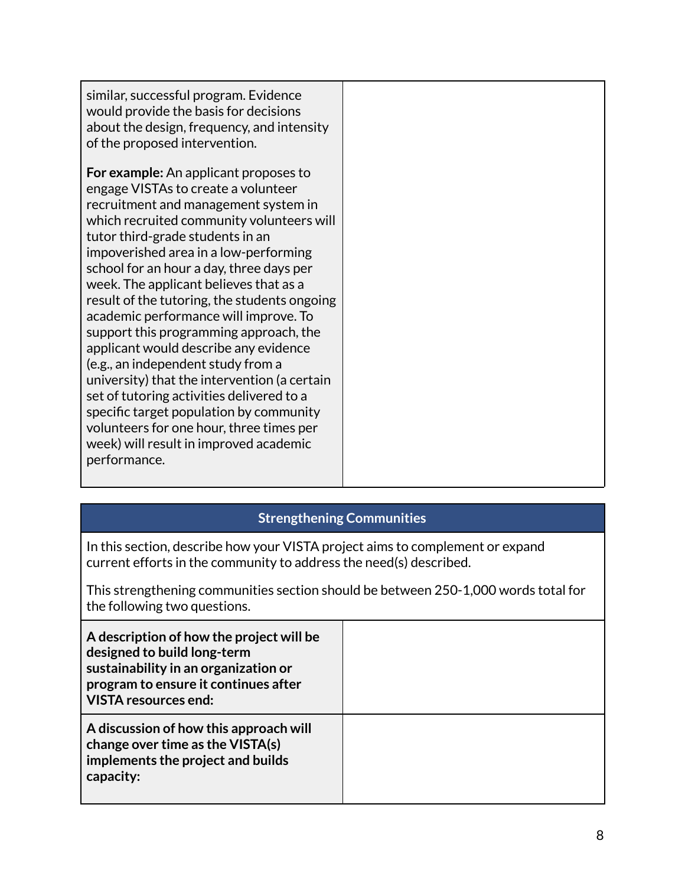| | |
|---|---|
| similar, successful program. Evidence would provide the basis for decisions about the design, frequency, and intensity of the proposed intervention.<br><br>**For example:** An applicant proposes to engage VISTAs to create a volunteer recruitment and management system in which recruited community volunteers will tutor third-grade students in an impoverished area in a low-performing school for an hour a day, three days per week. The applicant believes that as a result of the tutoring, the students ongoing academic performance will improve. To support this programming approach, the applicant would describe any evidence (e.g., an independent study from a university) that the intervention (a certain set of tutoring activities delivered to a specific target population by community volunteers for one hour, three times per week) will result in improved academic performance. | |

| **Strengthening Communities** | |
|---|---|
| In this section, describe how your VISTA project aims to complement or expand current efforts in the community to address the need(s) described.<br><br>This strengthening communities section should be between 250-1,000 words total for the following two questions. | |
| **A description of how the project will be designed to build long-term sustainability in an organization or program to ensure it continues after VISTA resources end:** | |
| **A discussion of how this approach will change over time as the VISTA(s) implements the project and builds capacity:** | |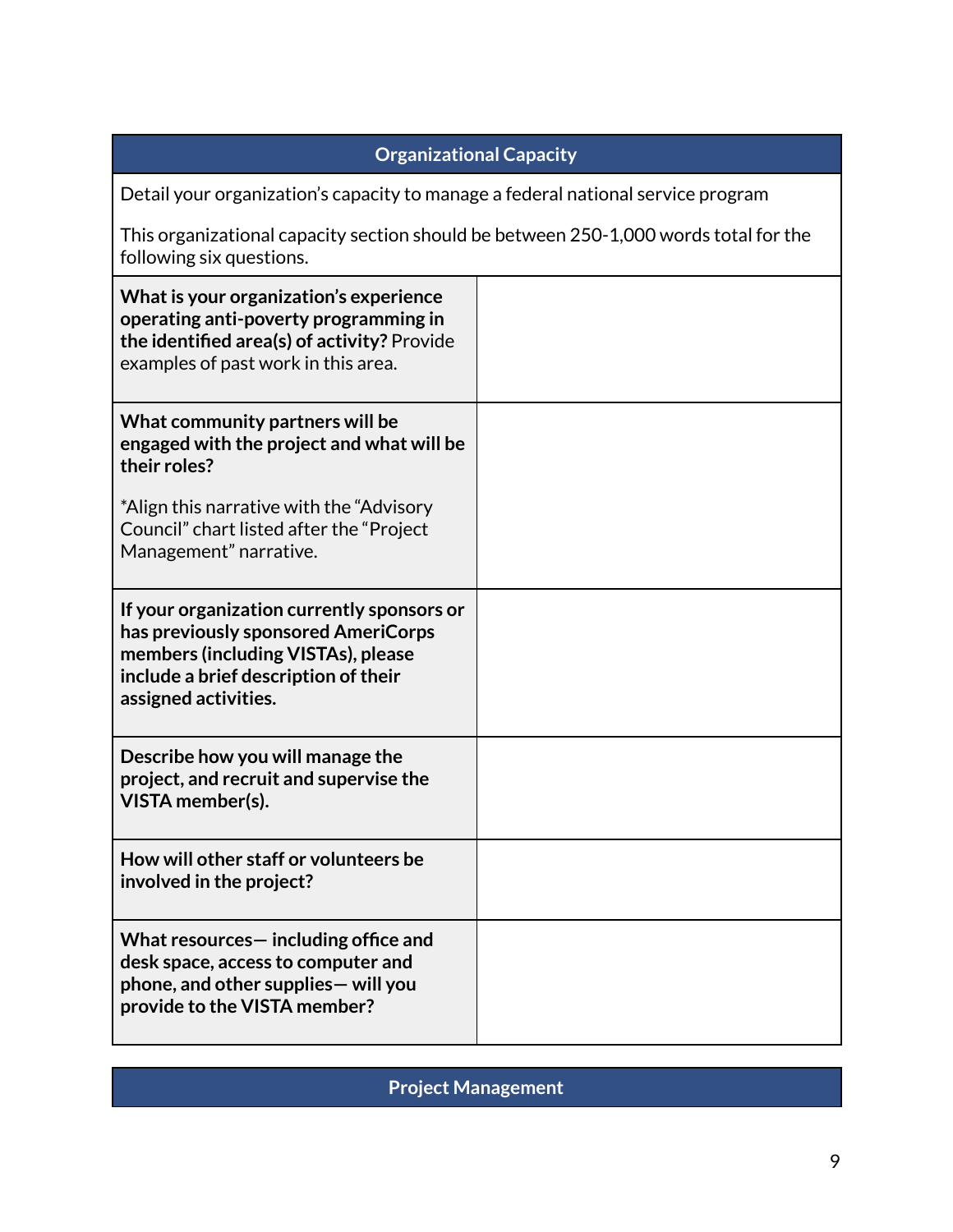| Organizational Capacity | |
|---|---|
| Detail your organization's capacity to manage a federal national service program<br><br>This organizational capacity section should be between 250-1,000 words total for the following six questions. | |
| **What is your organization's experience operating anti-poverty programming in the identified area(s) of activity?** Provide examples of past work in this area. | |
| **What community partners will be engaged with the project and what will be their roles?**<br><br>*Align this narrative with the "Advisory Council" chart listed after the "Project Management" narrative. | |
| **If your organization currently sponsors or has previously sponsored AmeriCorps members (including VISTAs), please include a brief description of their assigned activities.** | |
| **Describe how you will manage the project, and recruit and supervise the VISTA member(s).** | |
| **How will other staff or volunteers be involved in the project?** | |
| **What resources— including office and desk space, access to computer and phone, and other supplies— will you provide to the VISTA member?** | |

| Project Management |
|---|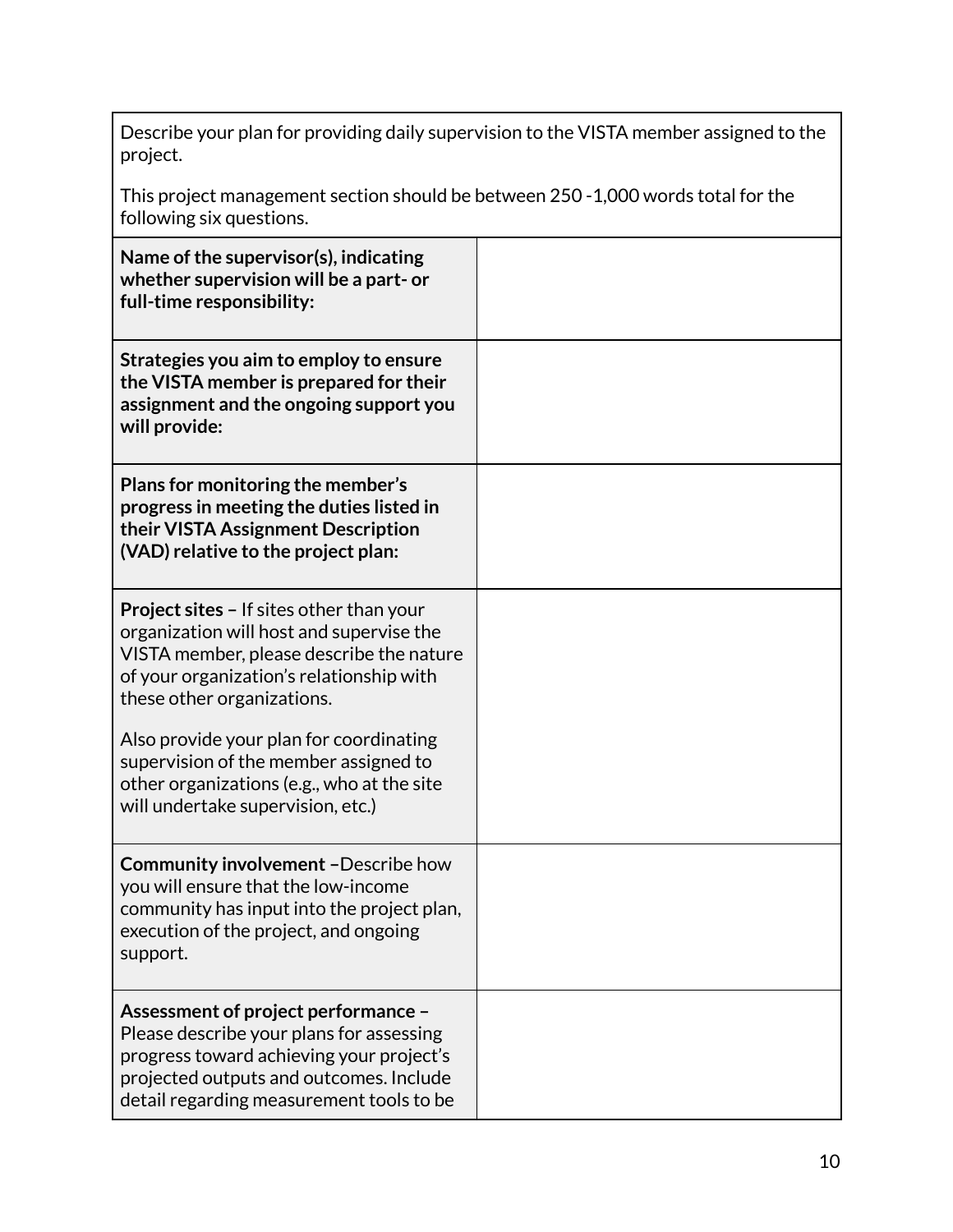| Describe your plan for providing daily supervision to the VISTA member assigned to the project.<br><br>This project management section should be between 250 -1,000 words total for the following six questions. | |
|---|---|
| **Name of the supervisor(s), indicating whether supervision will be a part- or full-time responsibility:** | |
| **Strategies you aim to employ to ensure the VISTA member is prepared for their assignment and the ongoing support you will provide:** | |
| **Plans for monitoring the member's progress in meeting the duties listed in their VISTA Assignment Description (VAD) relative to the project plan:** | |
| **Project sites –** If sites other than your organization will host and supervise the VISTA member, please describe the nature of your organization's relationship with these other organizations.<br><br>Also provide your plan for coordinating supervision of the member assigned to other organizations (e.g., who at the site will undertake supervision, etc.) | |
| **Community involvement –**Describe how you will ensure that the low-income community has input into the project plan, execution of the project, and ongoing support. | |
| **Assessment of project performance –** Please describe your plans for assessing progress toward achieving your project's projected outputs and outcomes. Include detail regarding measurement tools to be | |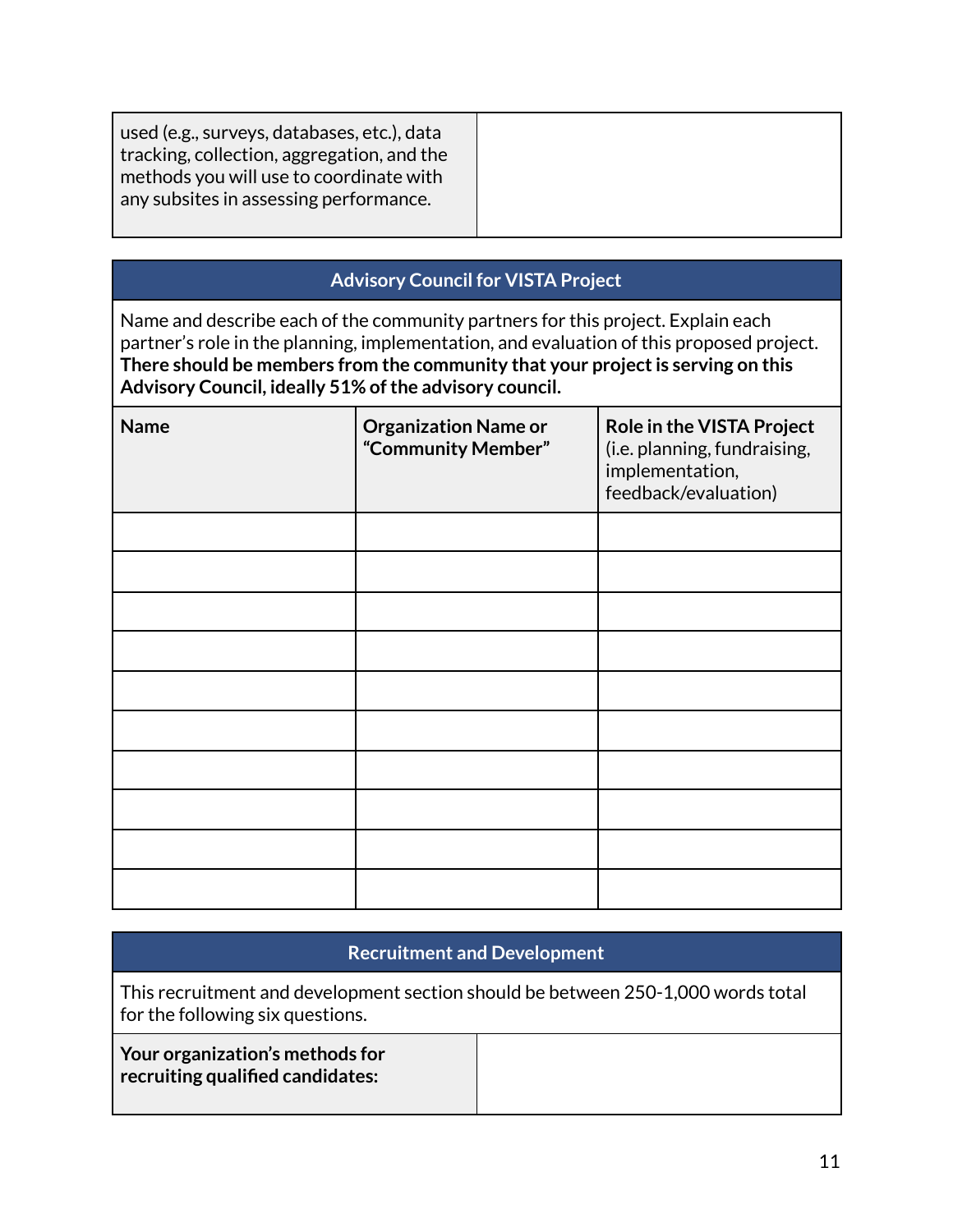| used (e.g., surveys, databases, etc.), data tracking, collection, aggregation, and the methods you will use to coordinate with any subsites in assessing performance. | |
|---|---|

## Advisory Council for VISTA Project

Name and describe each of the community partners for this project. Explain each partner's role in the planning, implementation, and evaluation of this proposed project. **There should be members from the community that your project is serving on this Advisory Council, ideally 51% of the advisory council.**

| **Name** | **Organization Name or "Community Member"** | **Role in the VISTA Project** (i.e. planning, fundraising, implementation, feedback/evaluation) |
|---|---|---|
| | | |
| | | |
| | | |
| | | |
| | | |
| | | |
| | | |
| | | |
| | | |
| | | |

## Recruitment and Development

This recruitment and development section should be between 250-1,000 words total for the following six questions.

| **Your organization's methods for recruiting qualified candidates:** | |
|---|---|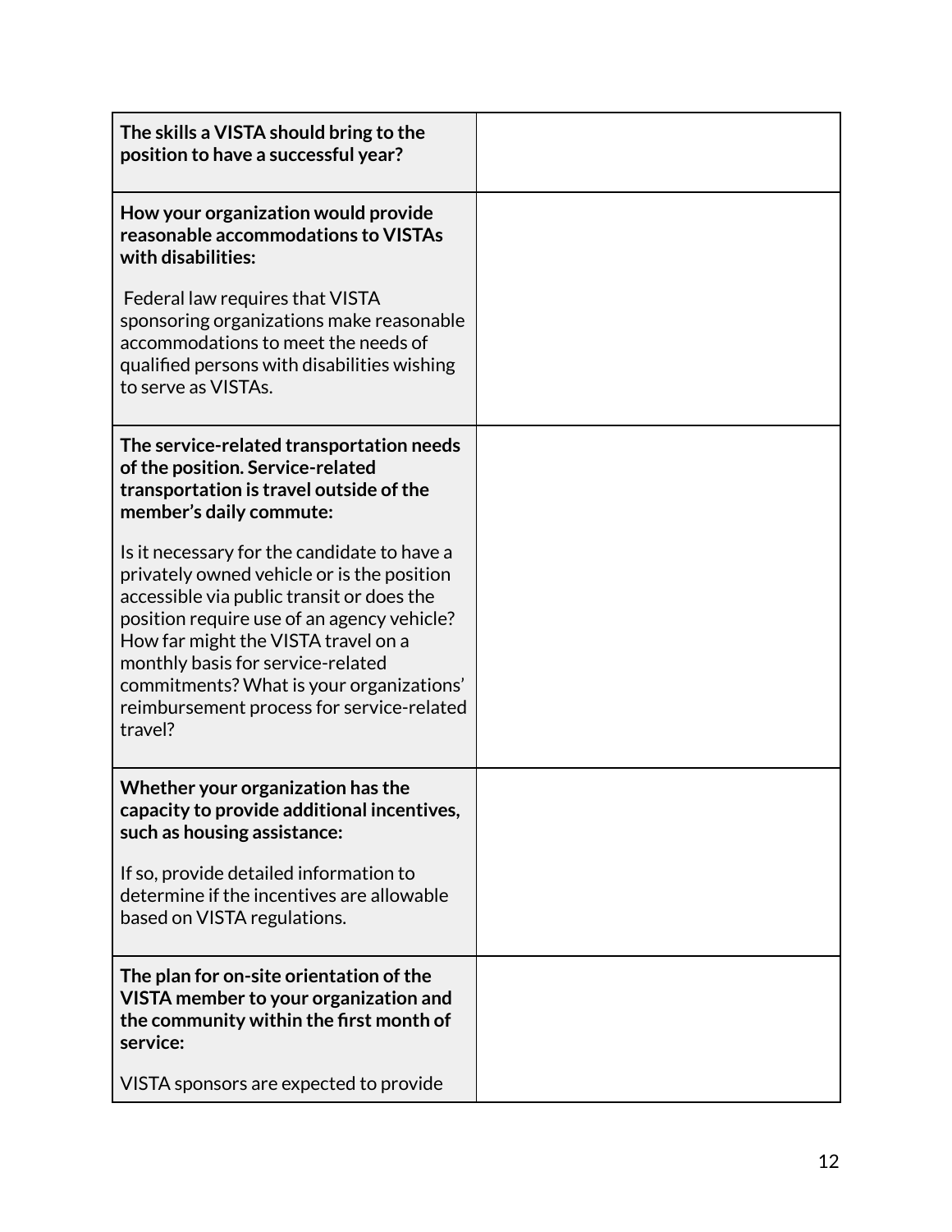| | |
|---|---|
| **The skills a VISTA should bring to the position to have a successful year?** | |
| **How your organization would provide reasonable accommodations to VISTAs with disabilities:**<br><br>Federal law requires that VISTA sponsoring organizations make reasonable accommodations to meet the needs of qualified persons with disabilities wishing to serve as VISTAs. | |
| **The service-related transportation needs of the position. Service-related transportation is travel outside of the member's daily commute:**<br><br>Is it necessary for the candidate to have a privately owned vehicle or is the position accessible via public transit or does the position require use of an agency vehicle? How far might the VISTA travel on a monthly basis for service-related commitments? What is your organizations' reimbursement process for service-related travel? | |
| **Whether your organization has the capacity to provide additional incentives, such as housing assistance:**<br><br>If so, provide detailed information to determine if the incentives are allowable based on VISTA regulations. | |
| **The plan for on-site orientation of the VISTA member to your organization and the community within the first month of service:**<br><br>VISTA sponsors are expected to provide | |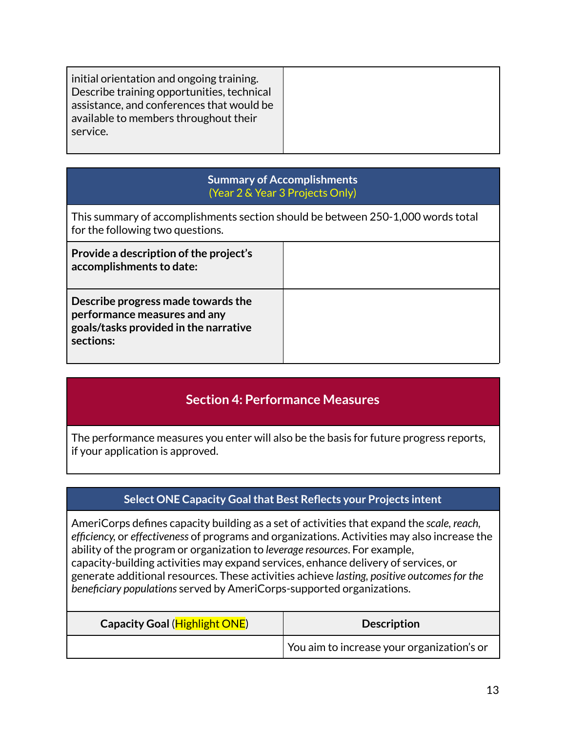| initial orientation and ongoing training. Describe training opportunities, technical assistance, and conferences that would be available to members throughout their service. | |
|---|---|

| Summary of Accomplishments (Year 2 & Year 3 Projects Only) | |
|---|---|
| This summary of accomplishments section should be between 250-1,000 words total for the following two questions. | |
| **Provide a description of the project's accomplishments to date:** | |
| **Describe progress made towards the performance measures and any goals/tasks provided in the narrative sections:** | |

## Section 4: Performance Measures

The performance measures you enter will also be the basis for future progress reports, if your application is approved.

| Select ONE Capacity Goal that Best Reflects your Projects intent | |
|---|---|
| AmeriCorps defines capacity building as a set of activities that expand the *scale, reach, efficiency,* or *effectiveness* of programs and organizations. Activities may also increase the ability of the program or organization to *leverage resources*. For example, capacity-building activities may expand services, enhance delivery of services, or generate additional resources. These activities achieve *lasting, positive outcomes for the beneficiary populations* served by AmeriCorps-supported organizations. | |
| **Capacity Goal (Highlight ONE)** | **Description** |
| | You aim to increase your organization's or |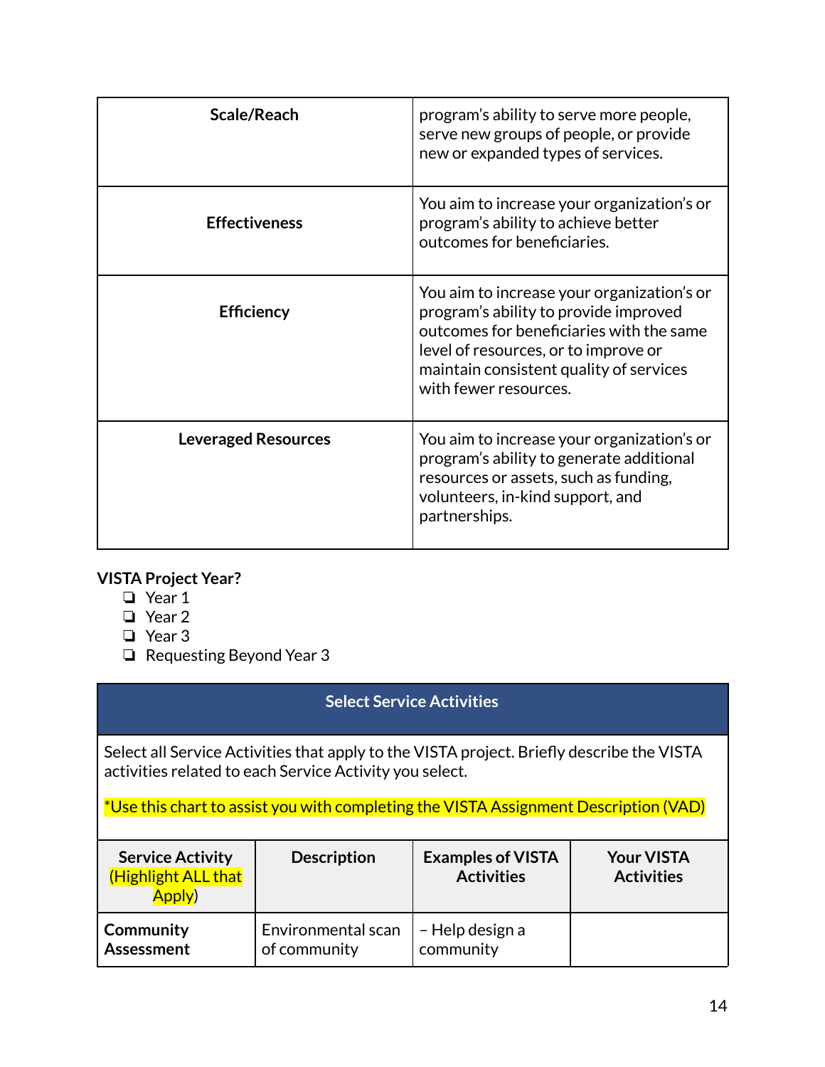| Scale/Reach | program's ability to serve more people, serve new groups of people, or provide new or expanded types of services. |
|---|---|
| **Effectiveness** | You aim to increase your organization's or program's ability to achieve better outcomes for beneficiaries. |
| **Efficiency** | You aim to increase your organization's or program's ability to provide improved outcomes for beneficiaries with the same level of resources, or to improve or maintain consistent quality of services with fewer resources. |
| **Leveraged Resources** | You aim to increase your organization's or program's ability to generate additional resources or assets, such as funding, volunteers, in-kind support, and partnerships. |

**VISTA Project Year?**

- ❏ Year 1
- ❏ Year 2
- ❏ Year 3
- ❏ Requesting Beyond Year 3

| Select Service Activities | | | |
|---|---|---|---|
| Select all Service Activities that apply to the VISTA project. Briefly describe the VISTA activities related to each Service Activity you select.<br><br>*Use this chart to assist you with completing the VISTA Assignment Description (VAD) | | | |
| **Service Activity** (Highlight ALL that Apply) | **Description** | **Examples of VISTA Activities** | **Your VISTA Activities** |
| **Community Assessment** | Environmental scan of community | – Help design a community | |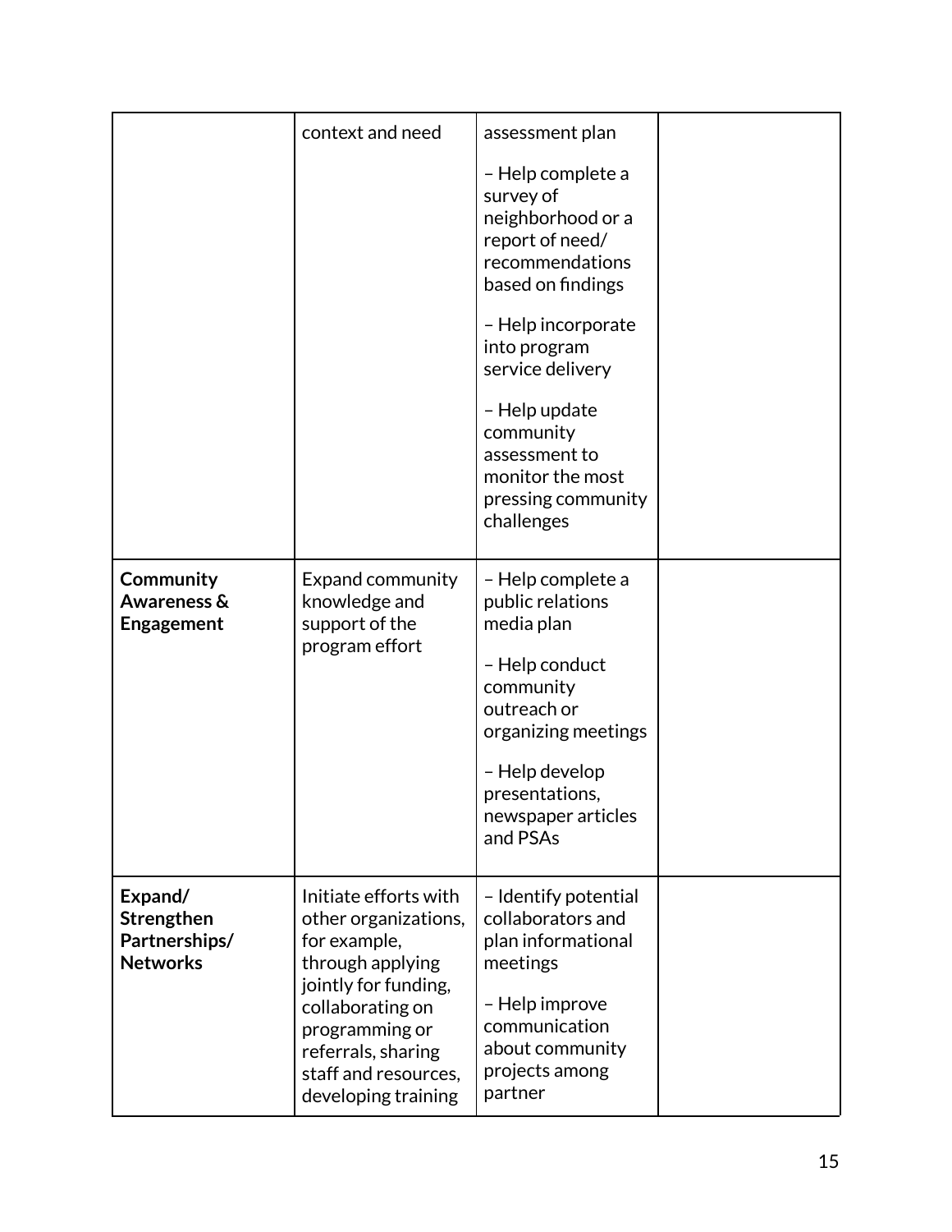| | | | |
|---|---|---|---|
| | context and need | assessment plan<br><br>– Help complete a survey of neighborhood or a report of need/ recommendations based on findings<br><br>– Help incorporate into program service delivery<br><br>– Help update community assessment to monitor the most pressing community challenges | |
| **Community Awareness & Engagement** | Expand community knowledge and support of the program effort | – Help complete a public relations media plan<br><br>– Help conduct community outreach or organizing meetings<br><br>– Help develop presentations, newspaper articles and PSAs | |
| **Expand/ Strengthen Partnerships/ Networks** | Initiate efforts with other organizations, for example, through applying jointly for funding, collaborating on programming or referrals, sharing staff and resources, developing training | – Identify potential collaborators and plan informational meetings<br><br>– Help improve communication about community projects among partner | |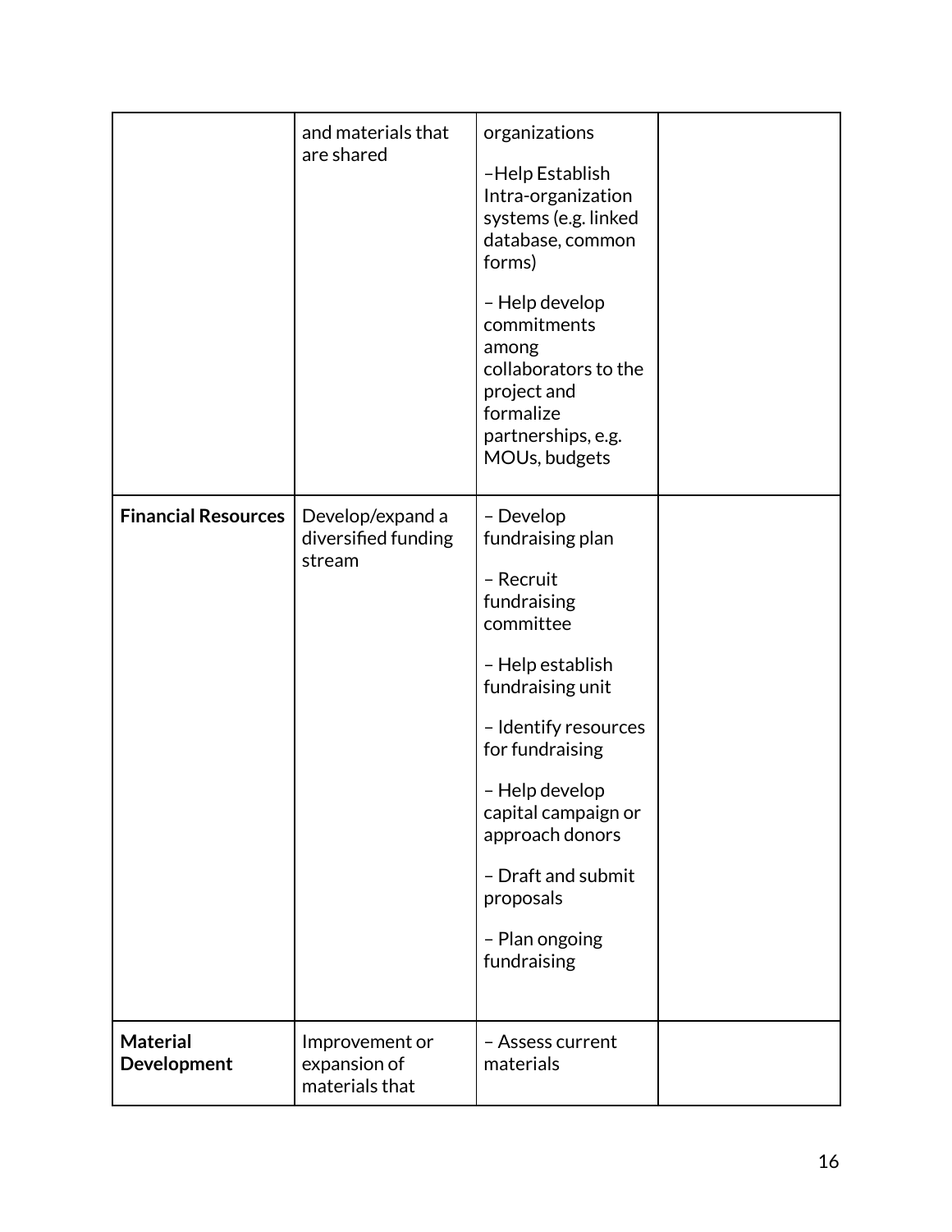| | | | |
|---|---|---|---|
| | and materials that are shared | organizations<br><br>–Help Establish Intra-organization systems (e.g. linked database, common forms)<br><br>– Help develop commitments among collaborators to the project and formalize partnerships, e.g. MOUs, budgets | |
| **Financial Resources** | Develop/expand a diversified funding stream | – Develop fundraising plan<br><br>– Recruit fundraising committee<br><br>– Help establish fundraising unit<br><br>– Identify resources for fundraising<br><br>– Help develop capital campaign or approach donors<br><br>– Draft and submit proposals<br><br>– Plan ongoing fundraising | |
| **Material Development** | Improvement or expansion of materials that | – Assess current materials | |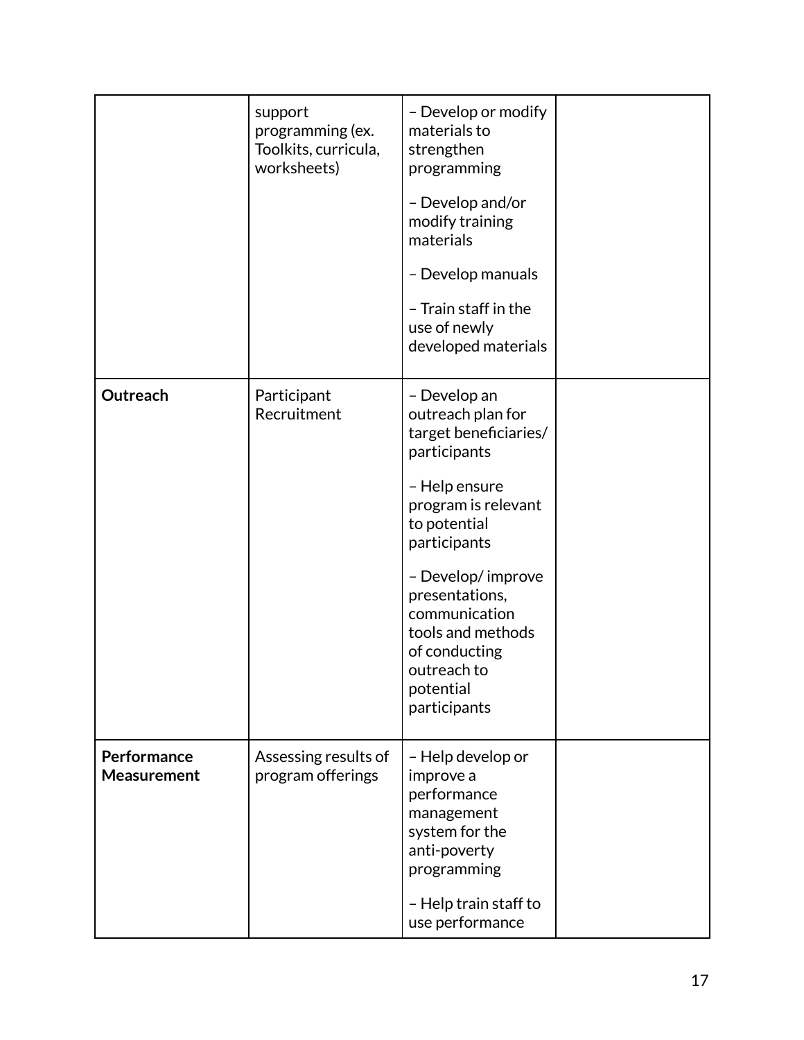| | | | |
|---|---|---|---|
| | support programming (ex. Toolkits, curricula, worksheets) | – Develop or modify materials to strengthen programming<br><br>– Develop and/or modify training materials<br><br>– Develop manuals<br><br>– Train staff in the use of newly developed materials | |
| **Outreach** | Participant Recruitment | – Develop an outreach plan for target beneficiaries/ participants<br><br>– Help ensure program is relevant to potential participants<br><br>– Develop/ improve presentations, communication tools and methods of conducting outreach to potential participants | |
| **Performance Measurement** | Assessing results of program offerings | – Help develop or improve a performance management system for the anti-poverty programming<br><br>– Help train staff to use performance | |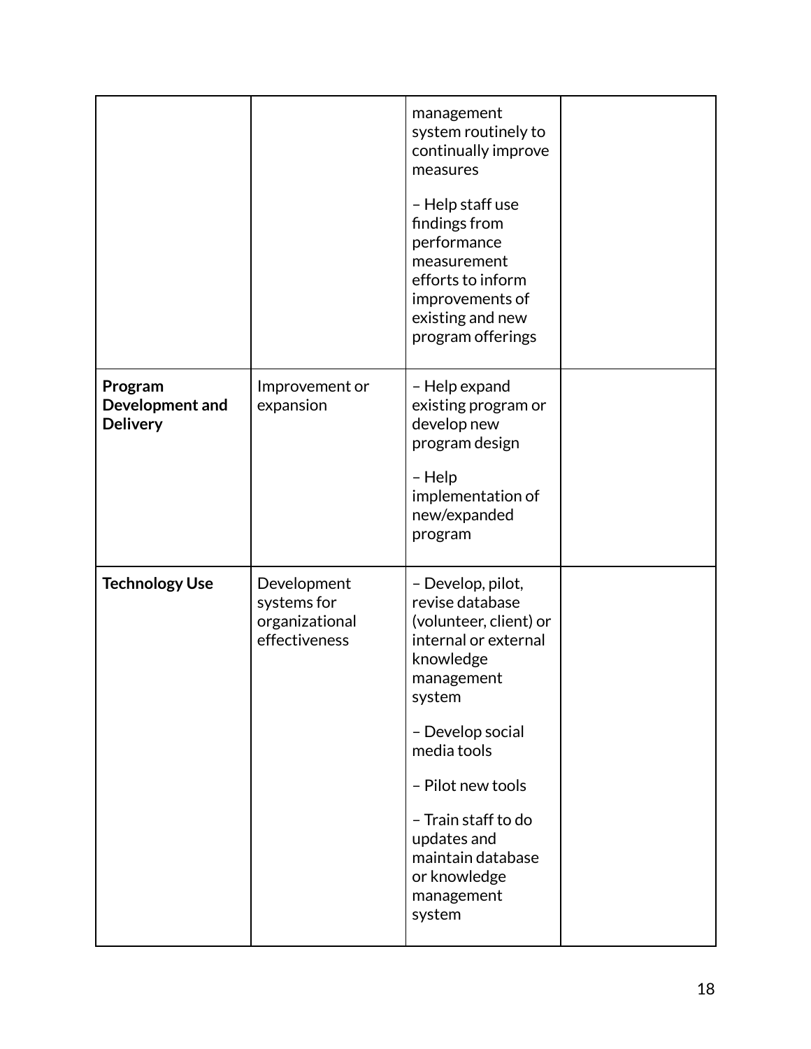| | | | |
|---|---|---|---|
| | | management system routinely to continually improve measures<br><br>– Help staff use findings from performance measurement efforts to inform improvements of existing and new program offerings | |
| **Program Development and Delivery** | Improvement or expansion | – Help expand existing program or develop new program design<br><br>– Help implementation of new/expanded program | |
| **Technology Use** | Development systems for organizational effectiveness | – Develop, pilot, revise database (volunteer, client) or internal or external knowledge management system<br><br>– Develop social media tools<br><br>– Pilot new tools<br><br>– Train staff to do updates and maintain database or knowledge management system | |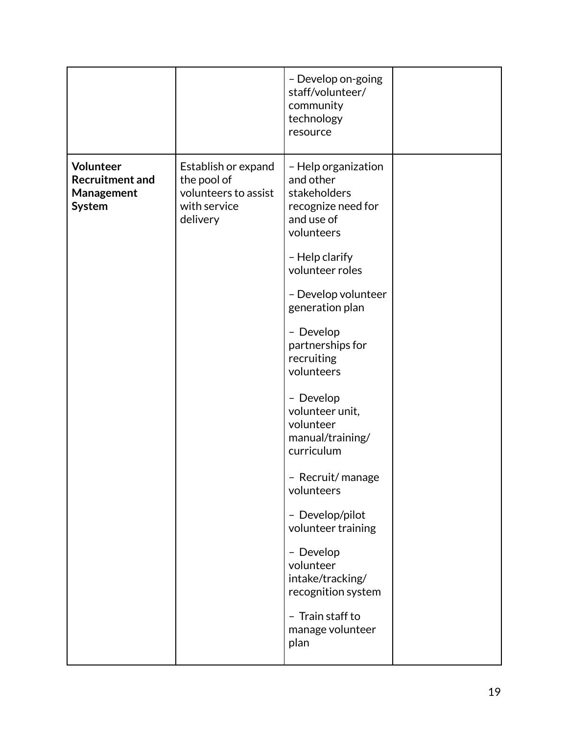| | | | |
|---|---|---|---|
| | | – Develop on-going staff/volunteer/ community technology resource | |
| **Volunteer Recruitment and Management System** | Establish or expand the pool of volunteers to assist with service delivery | – Help organization and other stakeholders recognize need for and use of volunteers<br><br>– Help clarify volunteer roles<br><br>– Develop volunteer generation plan<br><br>– Develop partnerships for recruiting volunteers<br><br>– Develop volunteer unit, volunteer manual/training/ curriculum<br><br>– Recruit/ manage volunteers<br><br>– Develop/pilot volunteer training<br><br>– Develop volunteer intake/tracking/ recognition system<br><br>– Train staff to manage volunteer plan | |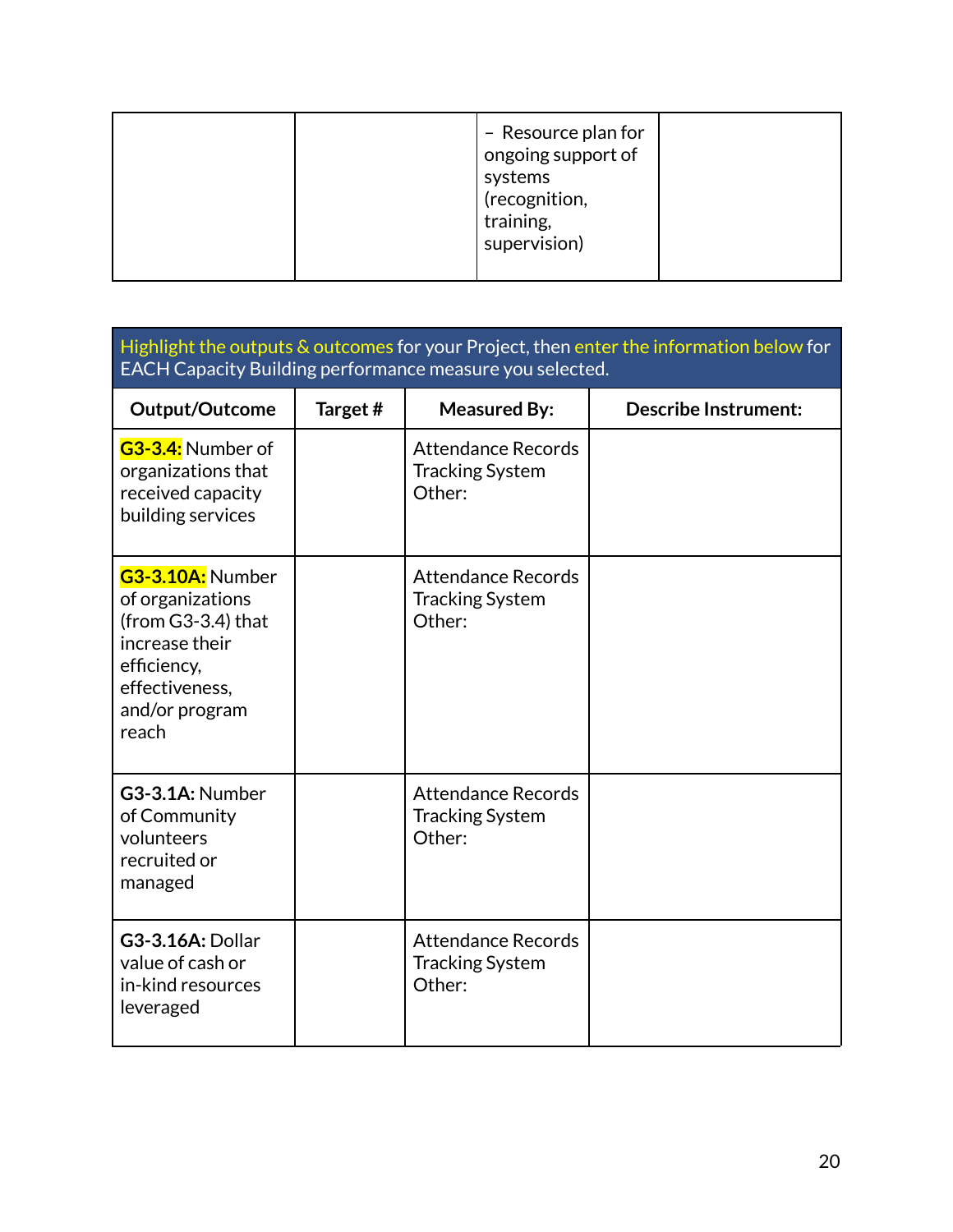| | | – Resource plan for ongoing support of systems (recognition, training, supervision) | |
|---|---|---|---|

| Highlight the outputs & outcomes for your Project, then enter the information below for EACH Capacity Building performance measure you selected. | | | |
|---|---|---|---|
| **Output/Outcome** | **Target #** | **Measured By:** | **Describe Instrument:** |
| **G3-3.4:** Number of organizations that received capacity building services | | Attendance Records<br>Tracking System<br>Other: | |
| **G3-3.10A:** Number of organizations (from G3-3.4) that increase their efficiency, effectiveness, and/or program reach | | Attendance Records<br>Tracking System<br>Other: | |
| **G3-3.1A:** Number of Community volunteers recruited or managed | | Attendance Records<br>Tracking System<br>Other: | |
| **G3-3.16A:** Dollar value of cash or in-kind resources leveraged | | Attendance Records<br>Tracking System<br>Other: | |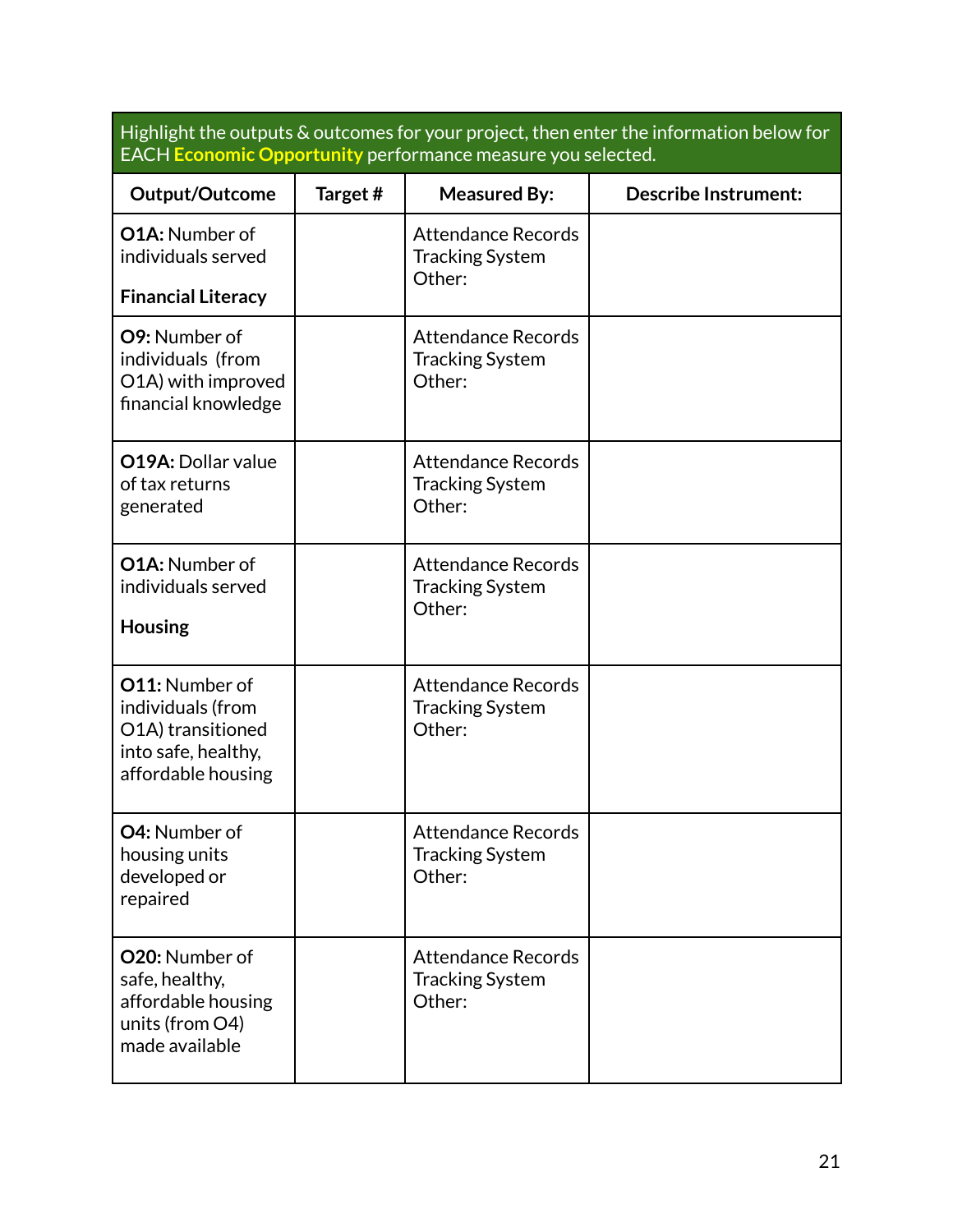| Highlight the outputs & outcomes for your project, then enter the information below for EACH **Economic Opportunity** performance measure you selected. | | | |
|---|---|---|---|
| **Output/Outcome** | **Target #** | **Measured By:** | **Describe Instrument:** |
| **O1A:** Number of individuals served<br><br>**Financial Literacy** | | Attendance Records<br>Tracking System<br>Other: | |
| **O9:** Number of individuals (from O1A) with improved financial knowledge | | Attendance Records<br>Tracking System<br>Other: | |
| **O19A:** Dollar value of tax returns generated | | Attendance Records<br>Tracking System<br>Other: | |
| **O1A:** Number of individuals served<br><br>**Housing** | | Attendance Records<br>Tracking System<br>Other: | |
| **O11:** Number of individuals (from O1A) transitioned into safe, healthy, affordable housing | | Attendance Records<br>Tracking System<br>Other: | |
| **O4:** Number of housing units developed or repaired | | Attendance Records<br>Tracking System<br>Other: | |
| **O20:** Number of safe, healthy, affordable housing units (from O4) made available | | Attendance Records<br>Tracking System<br>Other: | |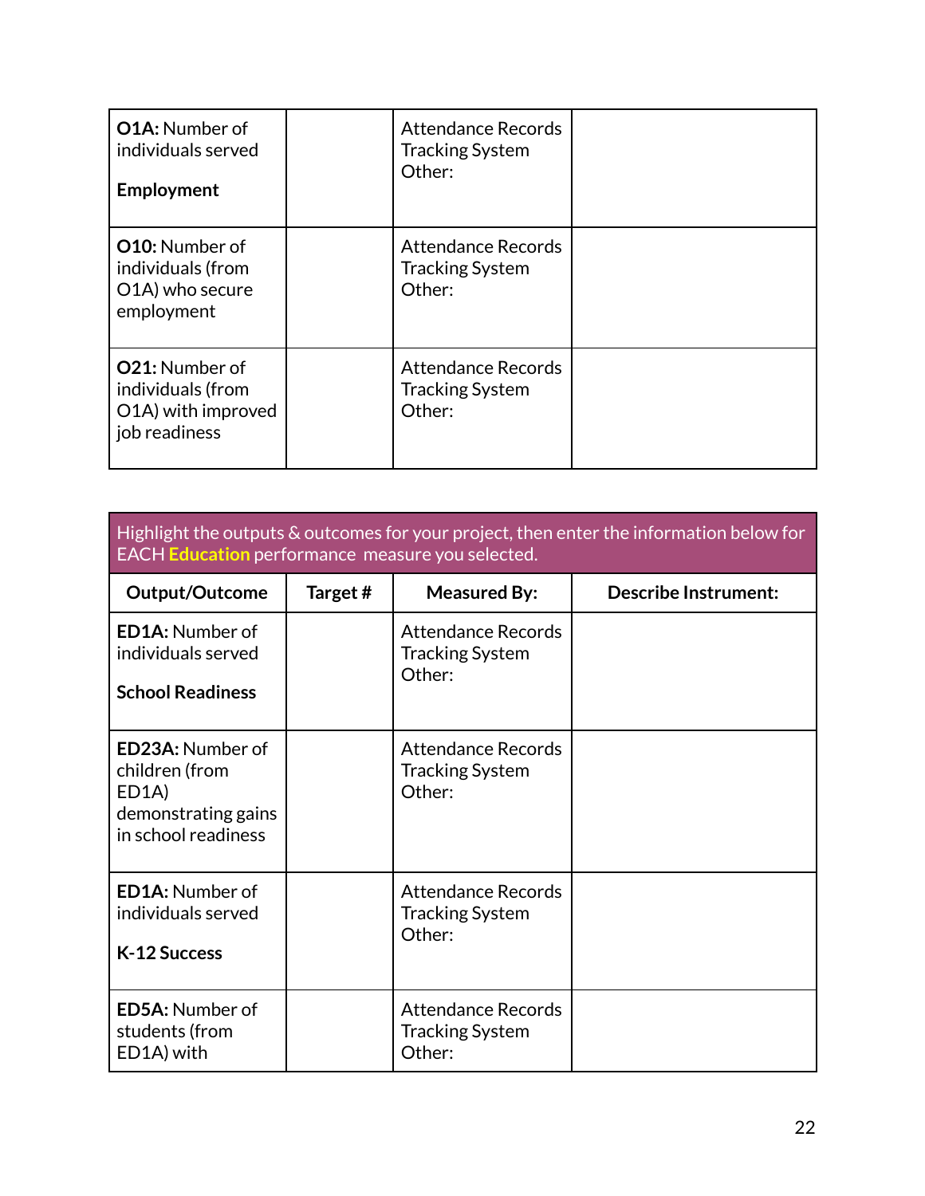| | | | |
|---|---|---|---|
| **O1A:** Number of individuals served<br><br>**Employment** | | Attendance Records<br>Tracking System<br>Other: | |
| **O10:** Number of individuals (from O1A) who secure employment | | Attendance Records<br>Tracking System<br>Other: | |
| **O21:** Number of individuals (from O1A) with improved job readiness | | Attendance Records<br>Tracking System<br>Other: | |

| Highlight the outputs & outcomes for your project, then enter the information below for EACH **Education** performance measure you selected. | | | |
|---|---|---|---|
| **Output/Outcome** | **Target #** | **Measured By:** | **Describe Instrument:** |
| **ED1A:** Number of individuals served<br><br>**School Readiness** | | Attendance Records<br>Tracking System<br>Other: | |
| **ED23A:** Number of children (from ED1A) demonstrating gains in school readiness | | Attendance Records<br>Tracking System<br>Other: | |
| **ED1A:** Number of individuals served<br><br>**K-12 Success** | | Attendance Records<br>Tracking System<br>Other: | |
| **ED5A:** Number of students (from ED1A) with | | Attendance Records<br>Tracking System<br>Other: | |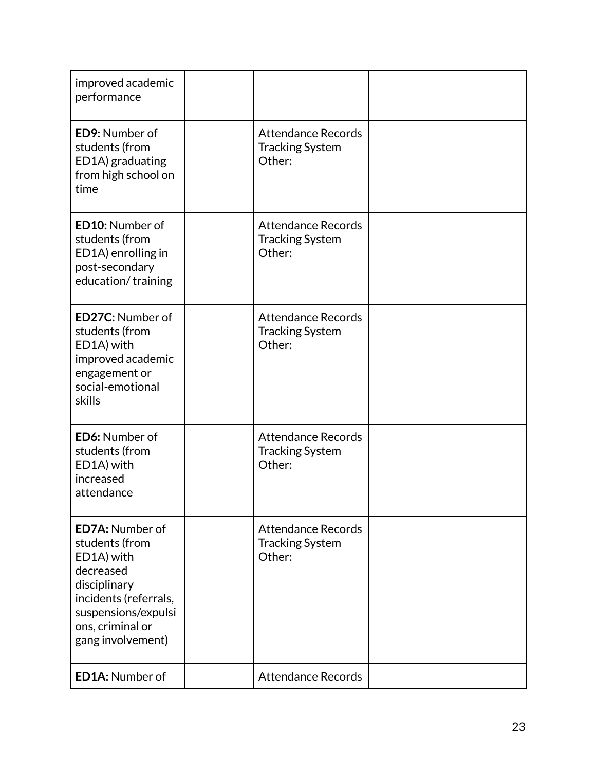| | | | |
|---|---|---|---|
| improved academic performance | | | |
| **ED9:** Number of students (from ED1A) graduating from high school on time | | Attendance Records<br>Tracking System<br>Other: | |
| **ED10:** Number of students (from ED1A) enrolling in post-secondary education/ training | | Attendance Records<br>Tracking System<br>Other: | |
| **ED27C:** Number of students (from ED1A) with improved academic engagement or social-emotional skills | | Attendance Records<br>Tracking System<br>Other: | |
| **ED6:** Number of students (from ED1A) with increased attendance | | Attendance Records<br>Tracking System<br>Other: | |
| **ED7A:** Number of students (from ED1A) with decreased disciplinary incidents (referrals, suspensions/expulsions, criminal or gang involvement) | | Attendance Records<br>Tracking System<br>Other: | |
| **ED1A:** Number of | | Attendance Records | |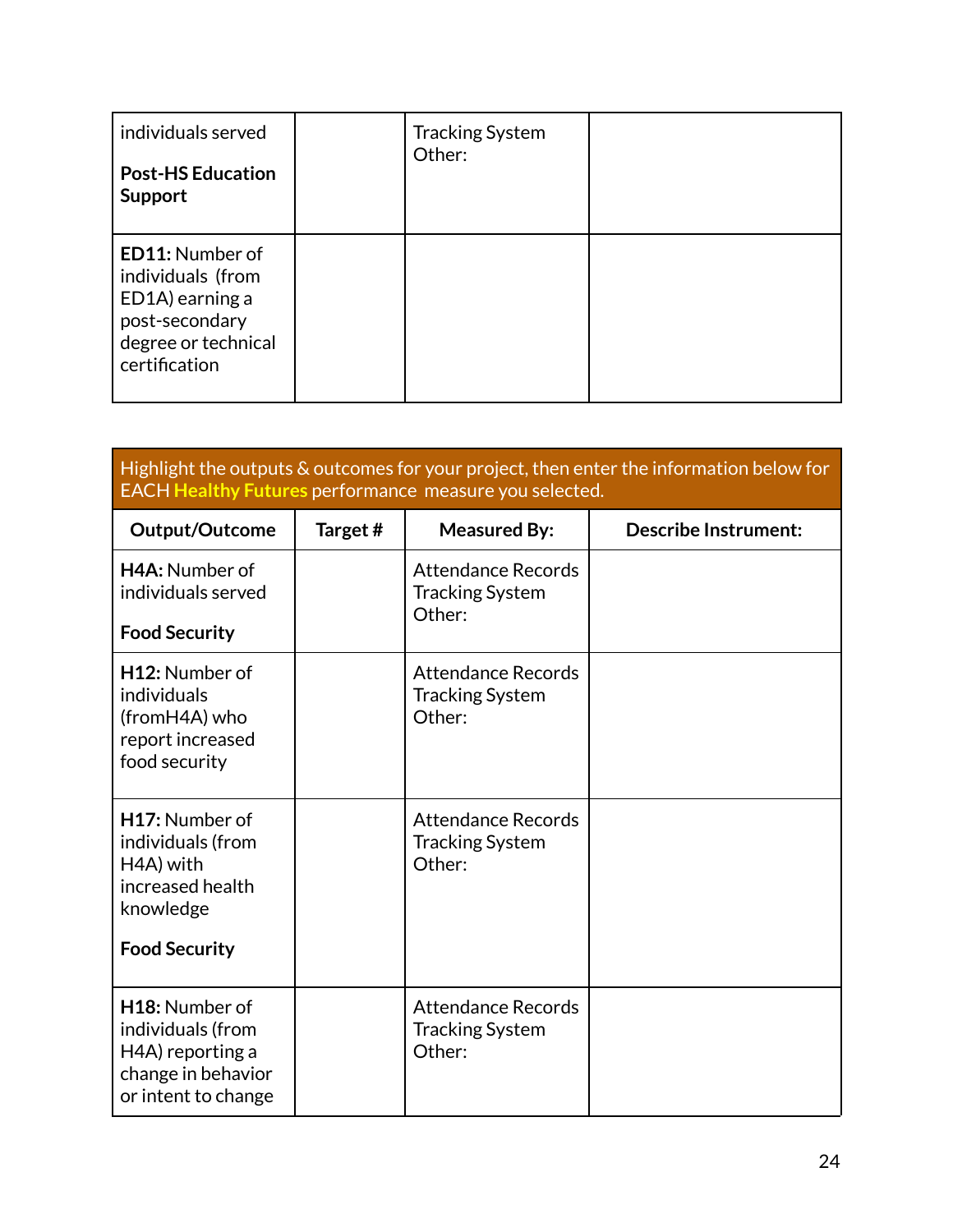| | | | |
|---|---|---|---|
| individuals served<br><br>**Post-HS Education Support** | | Tracking System<br>Other: | |
| **ED11:** Number of individuals (from ED1A) earning a post-secondary degree or technical certification | | | |

| Highlight the outputs & outcomes for your project, then enter the information below for EACH **Healthy Futures** performance measure you selected. | | | |
|---|---|---|---|
| **Output/Outcome** | **Target #** | **Measured By:** | **Describe Instrument:** |
| **H4A:** Number of individuals served<br><br>**Food Security** | | Attendance Records<br>Tracking System<br>Other: | |
| **H12:** Number of individuals (fromH4A) who report increased food security | | Attendance Records<br>Tracking System<br>Other: | |
| **H17:** Number of individuals (from H4A) with increased health knowledge<br><br>**Food Security** | | Attendance Records<br>Tracking System<br>Other: | |
| **H18:** Number of individuals (from H4A) reporting a change in behavior or intent to change | | Attendance Records<br>Tracking System<br>Other: | |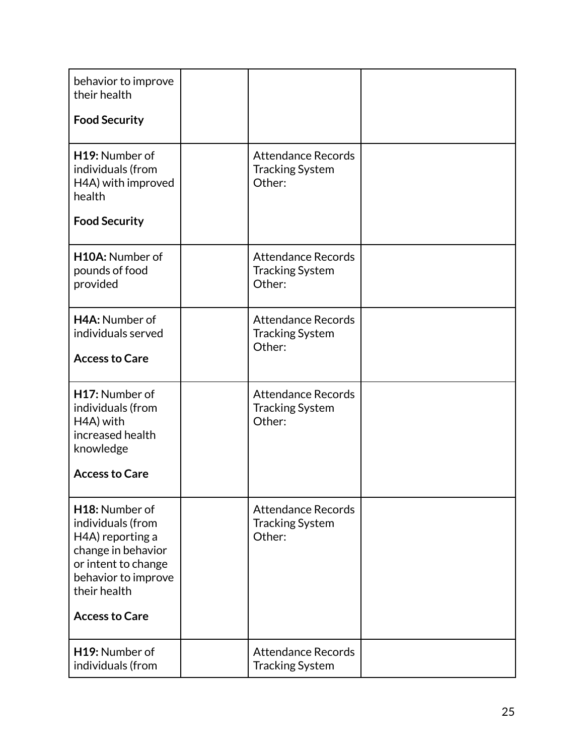| | | | |
|---|---|---|---|
| behavior to improve their health<br><br>**Food Security** | | | |
| **H19:** Number of individuals (from H4A) with improved health<br><br>**Food Security** | | Attendance Records<br>Tracking System<br>Other: | |
| **H10A:** Number of pounds of food provided | | Attendance Records<br>Tracking System<br>Other: | |
| **H4A:** Number of individuals served<br><br>**Access to Care** | | Attendance Records<br>Tracking System<br>Other: | |
| **H17:** Number of individuals (from H4A) with increased health knowledge<br><br>**Access to Care** | | Attendance Records<br>Tracking System<br>Other: | |
| **H18:** Number of individuals (from H4A) reporting a change in behavior or intent to change behavior to improve their health<br><br>**Access to Care** | | Attendance Records<br>Tracking System<br>Other: | |
| **H19:** Number of individuals (from | | Attendance Records<br>Tracking System | |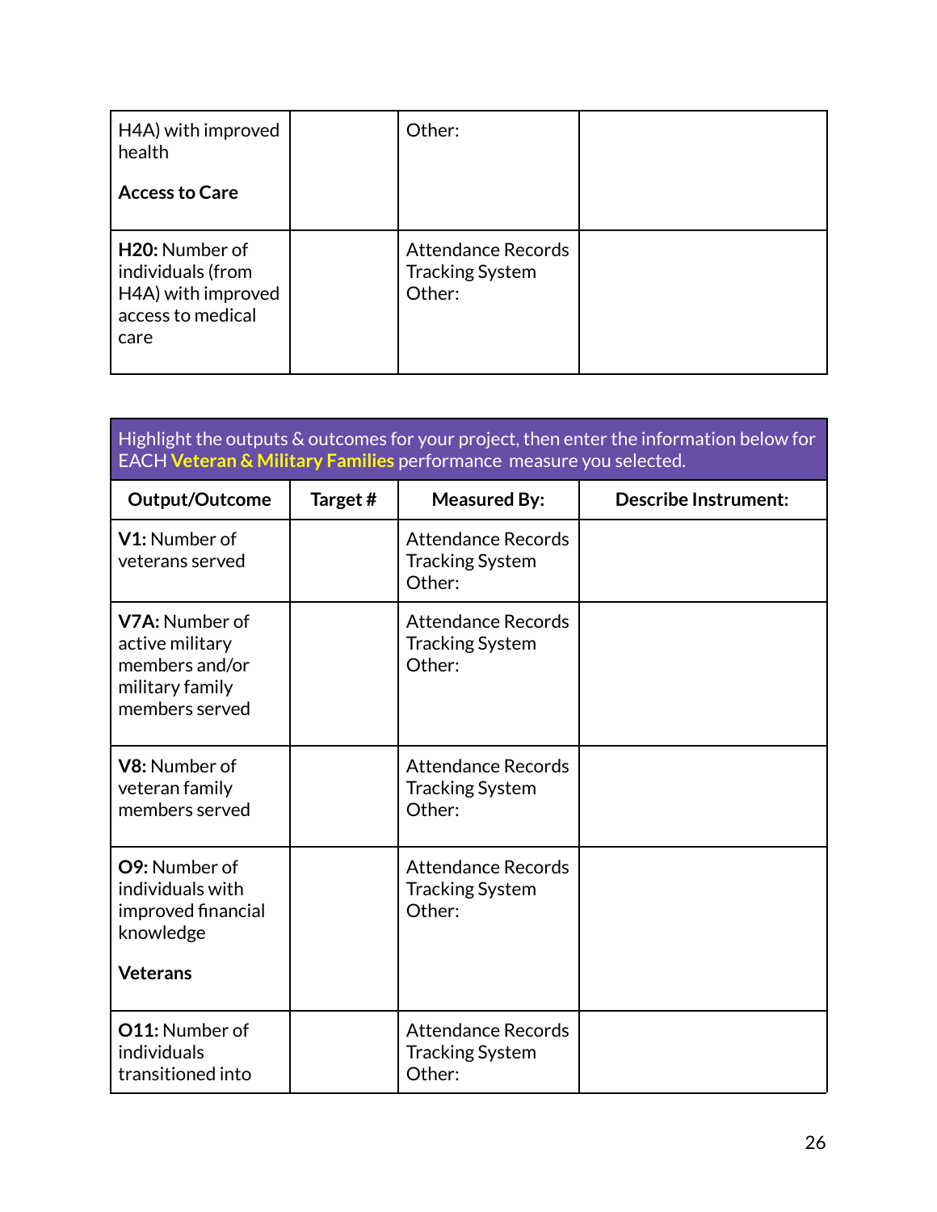| | | | |
|---|---|---|---|
| H4A) with improved health<br><br>**Access to Care** | | Other: | |
| **H20:** Number of individuals (from H4A) with improved access to medical care | | Attendance Records<br>Tracking System<br>Other: | |

| Highlight the outputs & outcomes for your project, then enter the information below for EACH **Veteran & Military Families** performance measure you selected. | | | |
|---|---|---|---|
| **Output/Outcome** | **Target #** | **Measured By:** | **Describe Instrument:** |
| **V1:** Number of veterans served | | Attendance Records<br>Tracking System<br>Other: | |
| **V7A:** Number of active military members and/or military family members served | | Attendance Records<br>Tracking System<br>Other: | |
| **V8:** Number of veteran family members served | | Attendance Records<br>Tracking System<br>Other: | |
| **O9:** Number of individuals with improved financial knowledge<br><br>**Veterans** | | Attendance Records<br>Tracking System<br>Other: | |
| **O11:** Number of individuals transitioned into | | Attendance Records<br>Tracking System<br>Other: | |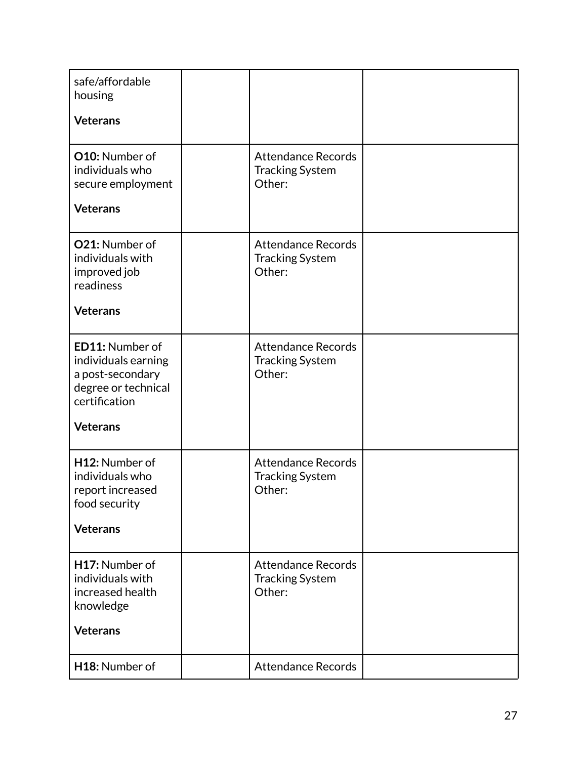| | | | |
|---|---|---|---|
| safe/affordable housing<br><br>**Veterans** | | | |
| **O10:** Number of individuals who secure employment<br><br>**Veterans** | | Attendance Records<br>Tracking System<br>Other: | |
| **O21:** Number of individuals with improved job readiness<br><br>**Veterans** | | Attendance Records<br>Tracking System<br>Other: | |
| **ED11:** Number of individuals earning a post-secondary degree or technical certification<br><br>**Veterans** | | Attendance Records<br>Tracking System<br>Other: | |
| **H12:** Number of individuals who report increased food security<br><br>**Veterans** | | Attendance Records<br>Tracking System<br>Other: | |
| **H17:** Number of individuals with increased health knowledge<br><br>**Veterans** | | Attendance Records<br>Tracking System<br>Other: | |
| **H18:** Number of | | Attendance Records | |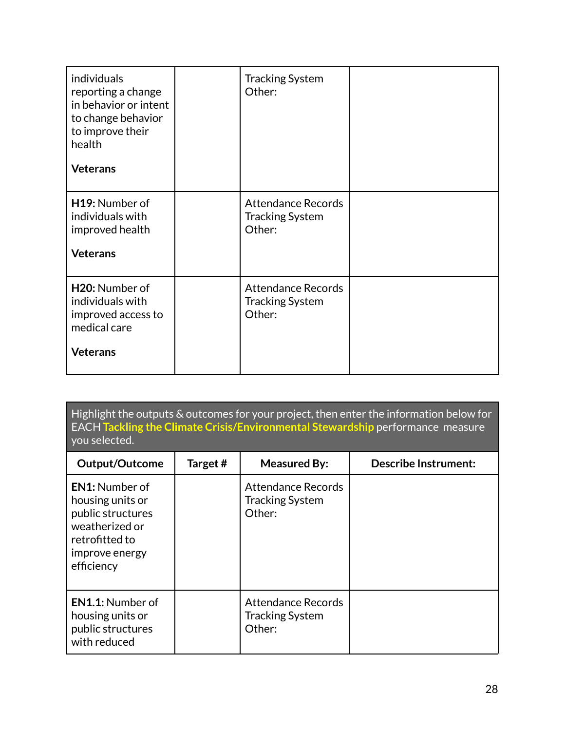| | | | |
|---|---|---|---|
| individuals reporting a change in behavior or intent to change behavior to improve their health<br><br>**Veterans** | | Tracking System<br>Other: | |
| **H19:** Number of individuals with improved health<br><br>**Veterans** | | Attendance Records<br>Tracking System<br>Other: | |
| **H20:** Number of individuals with improved access to medical care<br><br>**Veterans** | | Attendance Records<br>Tracking System<br>Other: | |

Highlight the outputs & outcomes for your project, then enter the information below for EACH **Tackling the Climate Crisis/Environmental Stewardship** performance measure you selected.

| Output/Outcome | Target # | Measured By: | Describe Instrument: |
|---|---|---|---|
| **EN1:** Number of housing units or public structures weatherized or retrofitted to improve energy efficiency | | Attendance Records<br>Tracking System<br>Other: | |
| **EN1.1:** Number of housing units or public structures with reduced | | Attendance Records<br>Tracking System<br>Other: | |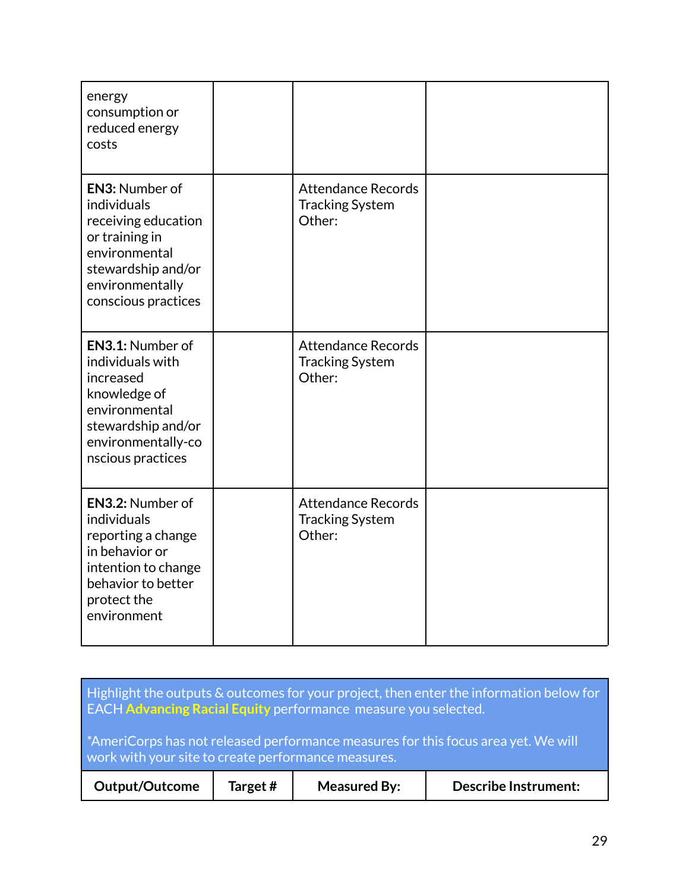| | | | |
|---|---|---|---|
| energy consumption or reduced energy costs | | | |
| **EN3:** Number of individuals receiving education or training in environmental stewardship and/or environmentally conscious practices | | Attendance Records<br>Tracking System<br>Other: | |
| **EN3.1:** Number of individuals with increased knowledge of environmental stewardship and/or environmentally-conscious practices | | Attendance Records<br>Tracking System<br>Other: | |
| **EN3.2:** Number of individuals reporting a change in behavior or intention to change behavior to better protect the environment | | Attendance Records<br>Tracking System<br>Other: | |

Highlight the outputs & outcomes for your project, then enter the information below for EACH **Advancing Racial Equity** performance measure you selected.

*AmeriCorps has not released performance measures for this focus area yet. We will work with your site to create performance measures.

| Output/Outcome | Target # | Measured By: | Describe Instrument: |
|---|---|---|---|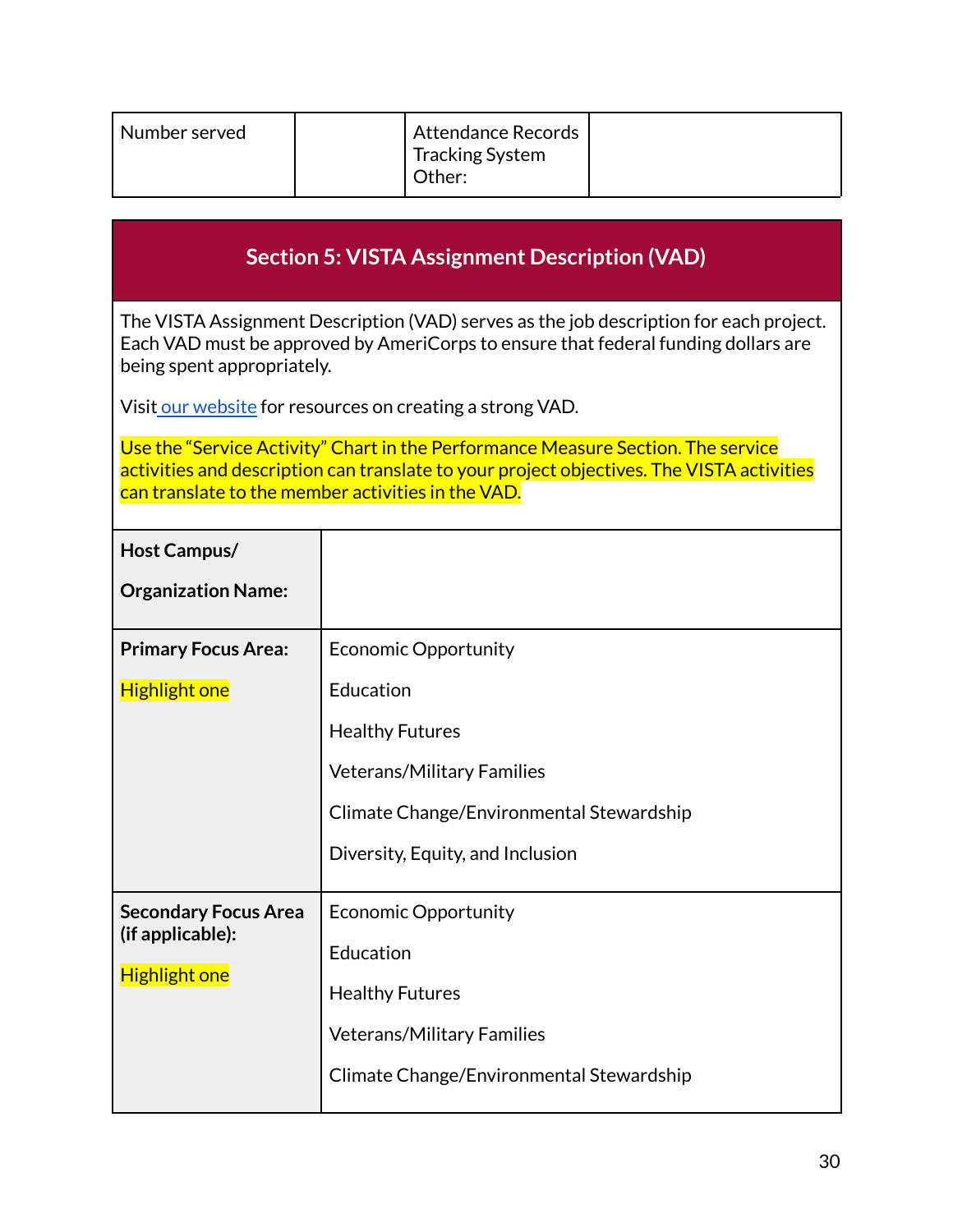| Number served | | Attendance Records<br>Tracking System<br>Other: | |
|---|---|---|---|

## Section 5: VISTA Assignment Description (VAD)

The VISTA Assignment Description (VAD) serves as the job description for each project. Each VAD must be approved by AmeriCorps to ensure that federal funding dollars are being spent appropriately.

Visit [our website](#) for resources on creating a strong VAD.

Use the "Service Activity" Chart in the Performance Measure Section. The service activities and description can translate to your project objectives. The VISTA activities can translate to the member activities in the VAD.

| | |
|---|---|
| **Host Campus/ Organization Name:** | |
| **Primary Focus Area:**<br><br>Highlight one | Economic Opportunity<br><br>Education<br><br>Healthy Futures<br><br>Veterans/Military Families<br><br>Climate Change/Environmental Stewardship<br><br>Diversity, Equity, and Inclusion |
| **Secondary Focus Area (if applicable):**<br><br>Highlight one | Economic Opportunity<br><br>Education<br><br>Healthy Futures<br><br>Veterans/Military Families<br><br>Climate Change/Environmental Stewardship |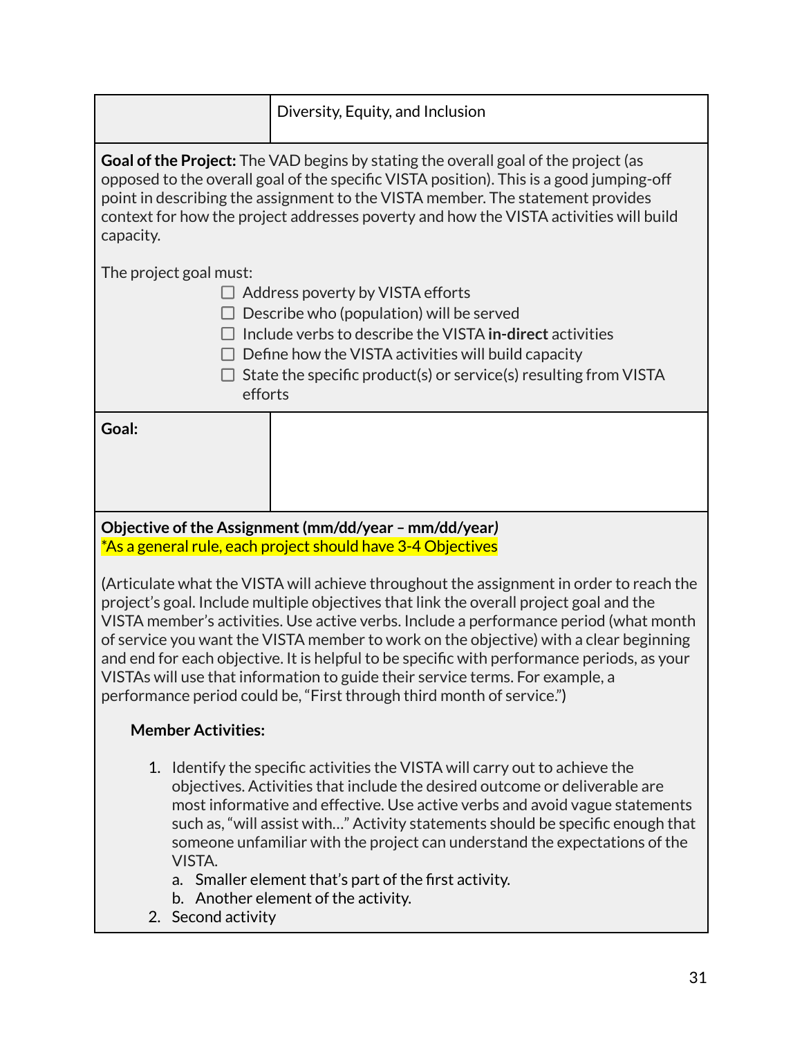| | Diversity, Equity, and Inclusion |
|---|---|

**Goal of the Project:** The VAD begins by stating the overall goal of the project (as opposed to the overall goal of the specific VISTA position). This is a good jumping-off point in describing the assignment to the VISTA member. The statement provides context for how the project addresses poverty and how the VISTA activities will build capacity.

The project goal must:

- ☐ Address poverty by VISTA efforts
- ☐ Describe who (population) will be served
- ☐ Include verbs to describe the VISTA **in-direct** activities
- ☐ Define how the VISTA activities will build capacity
- ☐ State the specific product(s) or service(s) resulting from VISTA efforts

| **Goal:** | |
|---|---|

**Objective of the Assignment (mm/dd/year – mm/dd/year)**
*As a general rule, each project should have 3-4 Objectives

(Articulate what the VISTA will achieve throughout the assignment in order to reach the project's goal. Include multiple objectives that link the overall project goal and the VISTA member's activities. Use active verbs. Include a performance period (what month of service you want the VISTA member to work on the objective) with a clear beginning and end for each objective. It is helpful to be specific with performance periods, as your VISTAs will use that information to guide their service terms. For example, a performance period could be, "First through third month of service.")

**Member Activities:**

1. Identify the specific activities the VISTA will carry out to achieve the objectives. Activities that include the desired outcome or deliverable are most informative and effective. Use active verbs and avoid vague statements such as, "will assist with…" Activity statements should be specific enough that someone unfamiliar with the project can understand the expectations of the VISTA.
   a. Smaller element that's part of the first activity.
   b. Another element of the activity.
2. Second activity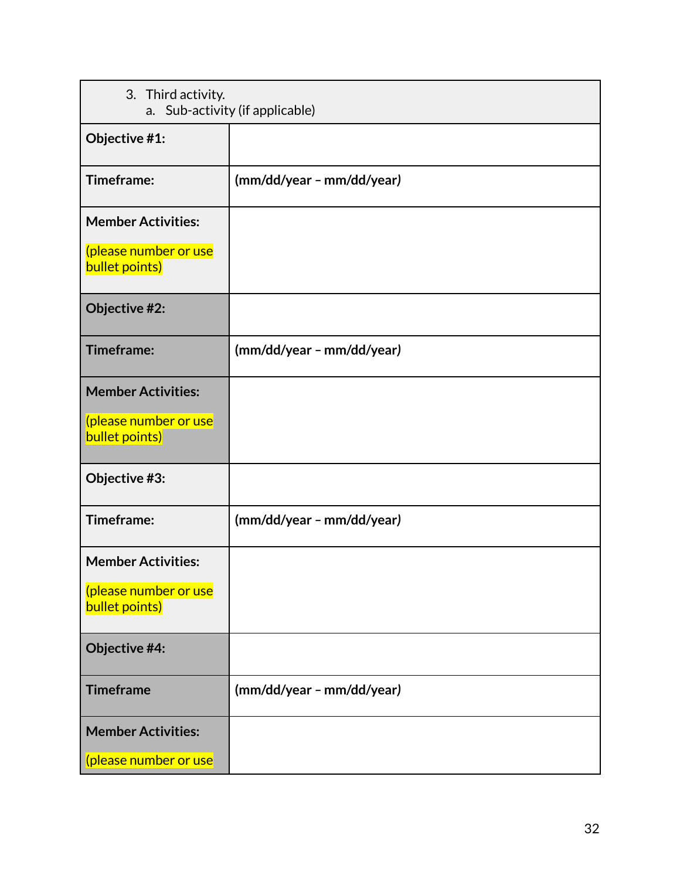| 3. Third activity.<br>a. Sub-activity (if applicable) | |
|---|---|
| **Objective #1:** | |
| **Timeframe:** | **(mm/dd/year – mm/dd/year)** |
| **Member Activities:**<br><br>(please number or use bullet points) | |
| **Objective #2:** | |
| **Timeframe:** | **(mm/dd/year – mm/dd/year)** |
| **Member Activities:**<br><br>(please number or use bullet points) | |
| **Objective #3:** | |
| **Timeframe:** | **(mm/dd/year – mm/dd/year)** |
| **Member Activities:**<br><br>(please number or use bullet points) | |
| **Objective #4:** | |
| **Timeframe** | **(mm/dd/year – mm/dd/year)** |
| **Member Activities:**<br><br>(please number or use | |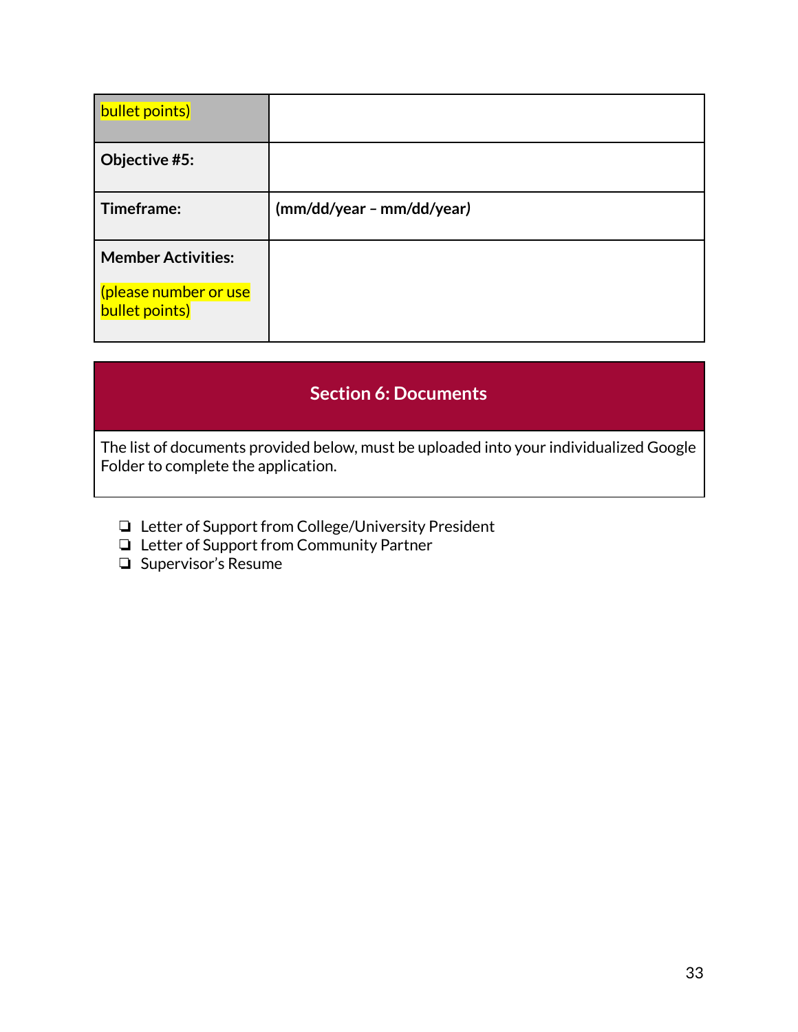| | |
|---|---|
| bullet points) | |
| **Objective #5:** | |
| **Timeframe:** | **(mm/dd/year – mm/dd/year)** |
| **Member Activities:** (please number or use bullet points) | |

## Section 6: Documents

The list of documents provided below, must be uploaded into your individualized Google Folder to complete the application.

- ❏ Letter of Support from College/University President
- ❏ Letter of Support from Community Partner
- ❏ Supervisor's Resume